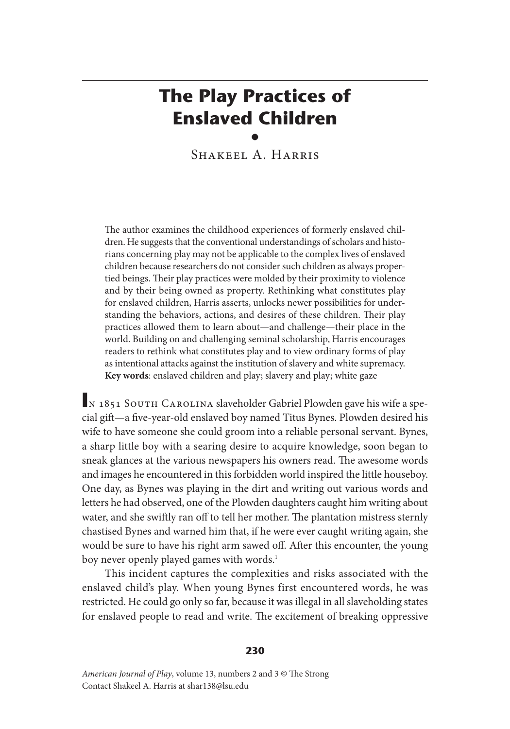# The Play Practices of Enslaved Children

Shakeel A. Harris

The author examines the childhood experiences of formerly enslaved children. He suggests that the conventional understandings of scholars and historians concerning play may not be applicable to the complex lives of enslaved children because researchers do not consider such children as always propertied beings. Their play practices were molded by their proximity to violence and by their being owned as property. Rethinking what constitutes play for enslaved children, Harris asserts, unlocks newer possibilities for understanding the behaviors, actions, and desires of these children. Their play practices allowed them to learn about—and challenge—their place in the world. Building on and challenging seminal scholarship, Harris encourages readers to rethink what constitutes play and to view ordinary forms of play as intentional attacks against the institution of slavery and white supremacy. **Key words**: enslaved children and play; slavery and play; white gaze

In 1851 South Carolina slaveholder Gabriel Plowden gave his wife a special gift—a five-year-old enslaved boy named Titus Bynes. Plowden desired his wife to have someone she could groom into a reliable personal servant. Bynes, a sharp little boy with a searing desire to acquire knowledge, soon began to sneak glances at the various newspapers his owners read. The awesome words and images he encountered in this forbidden world inspired the little houseboy. One day, as Bynes was playing in the dirt and writing out various words and letters he had observed, one of the Plowden daughters caught him writing about water, and she swiftly ran off to tell her mother. The plantation mistress sternly chastised Bynes and warned him that, if he were ever caught writing again, she would be sure to have his right arm sawed off. After this encounter, the young boy never openly played games with words.[1]

This incident captures the complexities and risks associated with the enslaved child's play. When young Bynes first encountered words, he was restricted. He could go only so far, because it was illegal in all slaveholding states for enslaved people to read and write. The excitement of breaking oppressive

*American Journal of Play*, volume 13, numbers 2 and 3 © The Strong
Contact Shakeel A. Harris at shar138@lsu.edu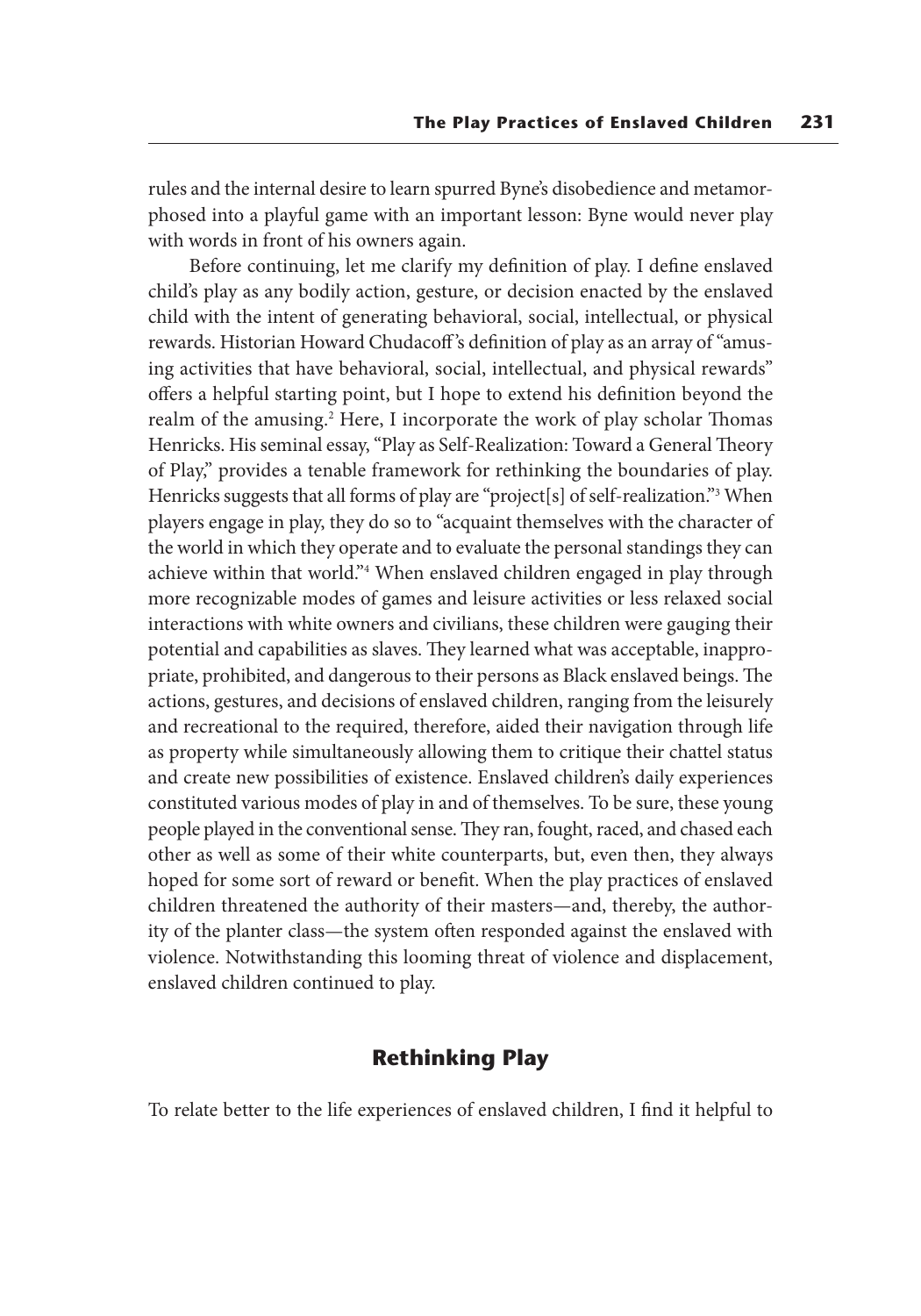rules and the internal desire to learn spurred Byne's disobedience and metamorphosed into a playful game with an important lesson: Byne would never play with words in front of his owners again.

Before continuing, let me clarify my definition of play. I define enslaved child's play as any bodily action, gesture, or decision enacted by the enslaved child with the intent of generating behavioral, social, intellectual, or physical rewards. Historian Howard Chudacoff's definition of play as an array of "amusing activities that have behavioral, social, intellectual, and physical rewards" offers a helpful starting point, but I hope to extend his definition beyond the realm of the amusing.[2] Here, I incorporate the work of play scholar Thomas Henricks. His seminal essay, "Play as Self-Realization: Toward a General Theory of Play," provides a tenable framework for rethinking the boundaries of play. Henricks suggests that all forms of play are "project[s] of self-realization."[3] When players engage in play, they do so to "acquaint themselves with the character of the world in which they operate and to evaluate the personal standings they can achieve within that world."[4] When enslaved children engaged in play through more recognizable modes of games and leisure activities or less relaxed social interactions with white owners and civilians, these children were gauging their potential and capabilities as slaves. They learned what was acceptable, inappropriate, prohibited, and dangerous to their persons as Black enslaved beings. The actions, gestures, and decisions of enslaved children, ranging from the leisurely and recreational to the required, therefore, aided their navigation through life as property while simultaneously allowing them to critique their chattel status and create new possibilities of existence. Enslaved children's daily experiences constituted various modes of play in and of themselves. To be sure, these young people played in the conventional sense. They ran, fought, raced, and chased each other as well as some of their white counterparts, but, even then, they always hoped for some sort of reward or benefit. When the play practices of enslaved children threatened the authority of their masters—and, thereby, the authority of the planter class—the system often responded against the enslaved with violence. Notwithstanding this looming threat of violence and displacement, enslaved children continued to play.

## Rethinking Play

To relate better to the life experiences of enslaved children, I find it helpful to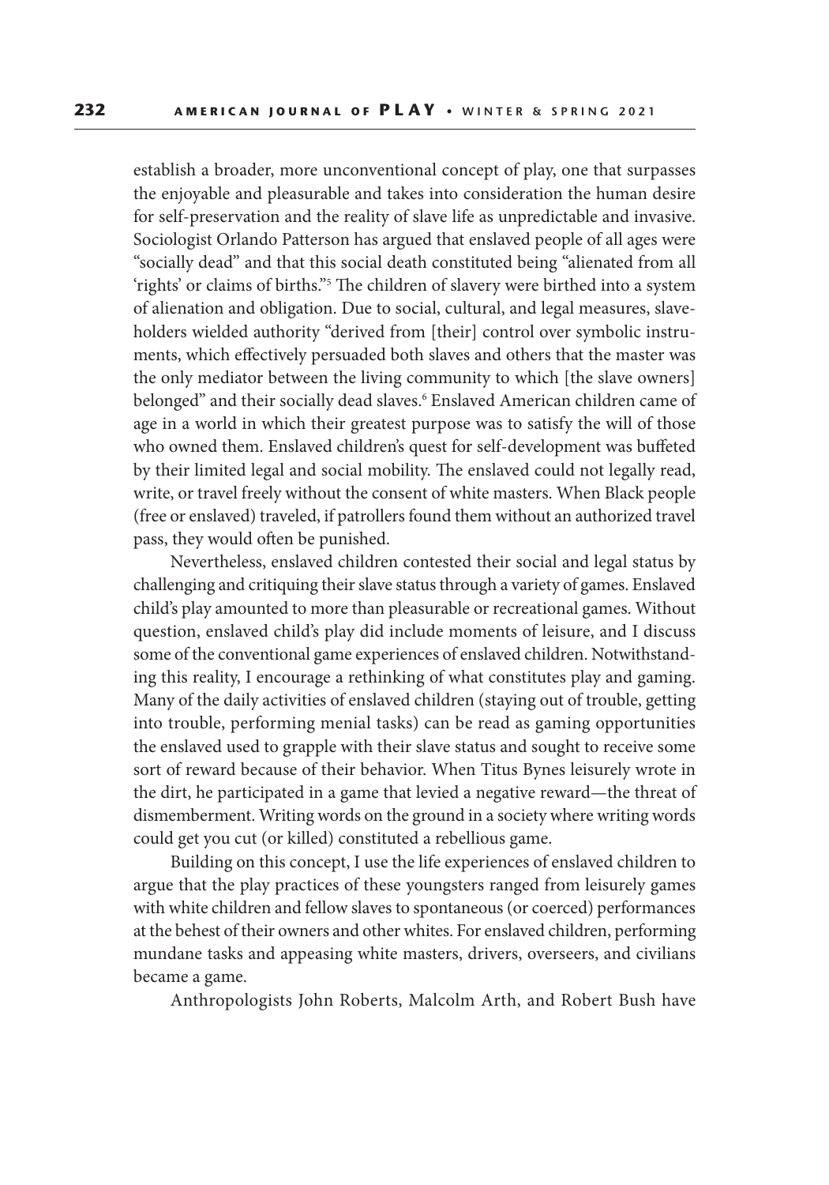establish a broader, more unconventional concept of play, one that surpasses the enjoyable and pleasurable and takes into consideration the human desire for self-preservation and the reality of slave life as unpredictable and invasive. Sociologist Orlando Patterson has argued that enslaved people of all ages were "socially dead" and that this social death constituted being "alienated from all 'rights' or claims of births."[5] The children of slavery were birthed into a system of alienation and obligation. Due to social, cultural, and legal measures, slaveholders wielded authority "derived from [their] control over symbolic instruments, which effectively persuaded both slaves and others that the master was the only mediator between the living community to which [the slave owners] belonged" and their socially dead slaves.[6] Enslaved American children came of age in a world in which their greatest purpose was to satisfy the will of those who owned them. Enslaved children's quest for self-development was buffeted by their limited legal and social mobility. The enslaved could not legally read, write, or travel freely without the consent of white masters. When Black people (free or enslaved) traveled, if patrollers found them without an authorized travel pass, they would often be punished.

Nevertheless, enslaved children contested their social and legal status by challenging and critiquing their slave status through a variety of games. Enslaved child's play amounted to more than pleasurable or recreational games. Without question, enslaved child's play did include moments of leisure, and I discuss some of the conventional game experiences of enslaved children. Notwithstanding this reality, I encourage a rethinking of what constitutes play and gaming. Many of the daily activities of enslaved children (staying out of trouble, getting into trouble, performing menial tasks) can be read as gaming opportunities the enslaved used to grapple with their slave status and sought to receive some sort of reward because of their behavior. When Titus Bynes leisurely wrote in the dirt, he participated in a game that levied a negative reward—the threat of dismemberment. Writing words on the ground in a society where writing words could get you cut (or killed) constituted a rebellious game.

Building on this concept, I use the life experiences of enslaved children to argue that the play practices of these youngsters ranged from leisurely games with white children and fellow slaves to spontaneous (or coerced) performances at the behest of their owners and other whites. For enslaved children, performing mundane tasks and appeasing white masters, drivers, overseers, and civilians became a game.

Anthropologists John Roberts, Malcolm Arth, and Robert Bush have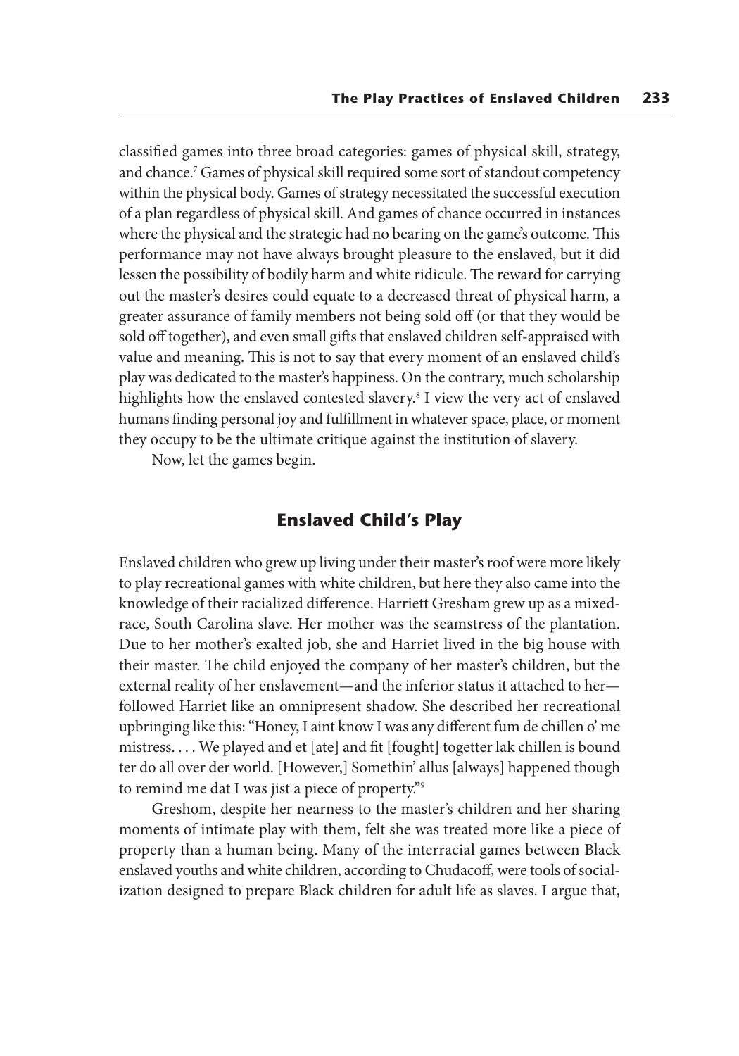classified games into three broad categories: games of physical skill, strategy, and chance.[7] Games of physical skill required some sort of standout competency within the physical body. Games of strategy necessitated the successful execution of a plan regardless of physical skill. And games of chance occurred in instances where the physical and the strategic had no bearing on the game's outcome. This performance may not have always brought pleasure to the enslaved, but it did lessen the possibility of bodily harm and white ridicule. The reward for carrying out the master's desires could equate to a decreased threat of physical harm, a greater assurance of family members not being sold off (or that they would be sold off together), and even small gifts that enslaved children self-appraised with value and meaning. This is not to say that every moment of an enslaved child's play was dedicated to the master's happiness. On the contrary, much scholarship highlights how the enslaved contested slavery.[8] I view the very act of enslaved humans finding personal joy and fulfillment in whatever space, place, or moment they occupy to be the ultimate critique against the institution of slavery.

Now, let the games begin.

## Enslaved Child's Play

Enslaved children who grew up living under their master's roof were more likely to play recreational games with white children, but here they also came into the knowledge of their racialized difference. Harriett Gresham grew up as a mixed-race, South Carolina slave. Her mother was the seamstress of the plantation. Due to her mother's exalted job, she and Harriet lived in the big house with their master. The child enjoyed the company of her master's children, but the external reality of her enslavement—and the inferior status it attached to her—followed Harriet like an omnipresent shadow. She described her recreational upbringing like this: "Honey, I aint know I was any different fum de chillen o' me mistress. . . . We played and et [ate] and fit [fought] togetter lak chillen is bound ter do all over der world. [However,] Somethin' allus [always] happened though to remind me dat I was jist a piece of property."[9]

Greshom, despite her nearness to the master's children and her sharing moments of intimate play with them, felt she was treated more like a piece of property than a human being. Many of the interracial games between Black enslaved youths and white children, according to Chudacoff, were tools of socialization designed to prepare Black children for adult life as slaves. I argue that,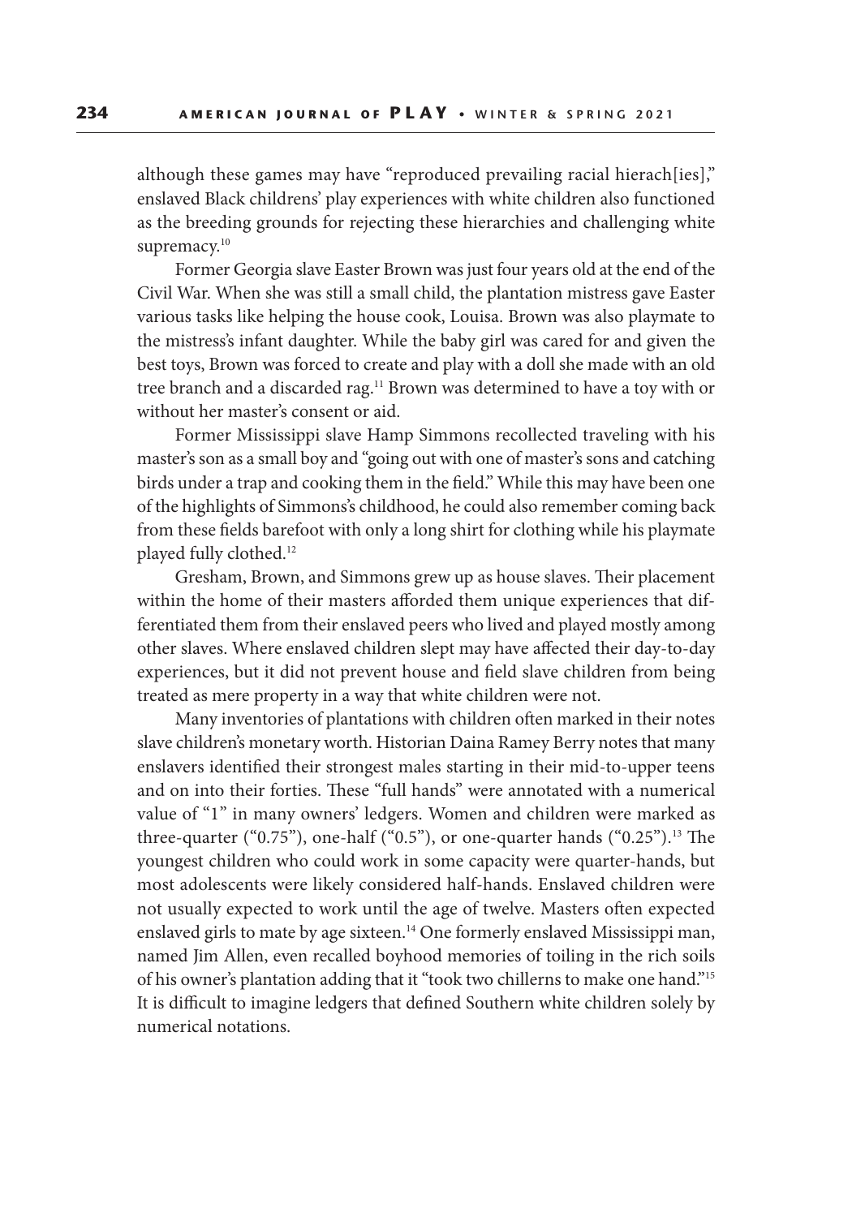although these games may have "reproduced prevailing racial hierach[ies]," enslaved Black childrens' play experiences with white children also functioned as the breeding grounds for rejecting these hierarchies and challenging white supremacy.[10]

Former Georgia slave Easter Brown was just four years old at the end of the Civil War. When she was still a small child, the plantation mistress gave Easter various tasks like helping the house cook, Louisa. Brown was also playmate to the mistress's infant daughter. While the baby girl was cared for and given the best toys, Brown was forced to create and play with a doll she made with an old tree branch and a discarded rag.[11] Brown was determined to have a toy with or without her master's consent or aid.

Former Mississippi slave Hamp Simmons recollected traveling with his master's son as a small boy and "going out with one of master's sons and catching birds under a trap and cooking them in the field." While this may have been one of the highlights of Simmons's childhood, he could also remember coming back from these fields barefoot with only a long shirt for clothing while his playmate played fully clothed.[12]

Gresham, Brown, and Simmons grew up as house slaves. Their placement within the home of their masters afforded them unique experiences that differentiated them from their enslaved peers who lived and played mostly among other slaves. Where enslaved children slept may have affected their day-to-day experiences, but it did not prevent house and field slave children from being treated as mere property in a way that white children were not.

Many inventories of plantations with children often marked in their notes slave children's monetary worth. Historian Daina Ramey Berry notes that many enslavers identified their strongest males starting in their mid-to-upper teens and on into their forties. These "full hands" were annotated with a numerical value of "1" in many owners' ledgers. Women and children were marked as three-quarter ("0.75"), one-half ("0.5"), or one-quarter hands ("0.25").[13] The youngest children who could work in some capacity were quarter-hands, but most adolescents were likely considered half-hands. Enslaved children were not usually expected to work until the age of twelve. Masters often expected enslaved girls to mate by age sixteen.[14] One formerly enslaved Mississippi man, named Jim Allen, even recalled boyhood memories of toiling in the rich soils of his owner's plantation adding that it "took two chillerns to make one hand."[15] It is difficult to imagine ledgers that defined Southern white children solely by numerical notations.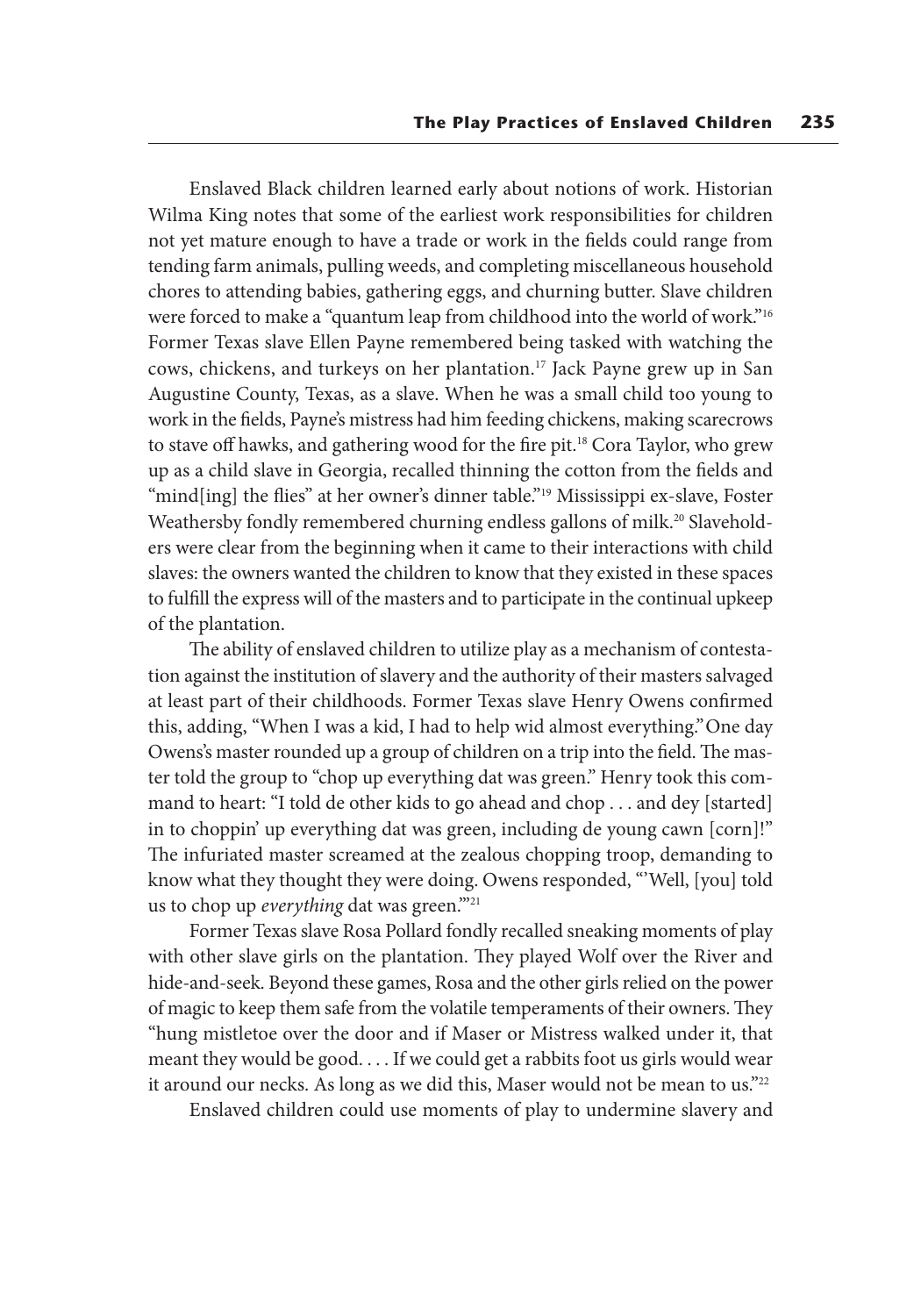Enslaved Black children learned early about notions of work. Historian Wilma King notes that some of the earliest work responsibilities for children not yet mature enough to have a trade or work in the fields could range from tending farm animals, pulling weeds, and completing miscellaneous household chores to attending babies, gathering eggs, and churning butter. Slave children were forced to make a "quantum leap from childhood into the world of work."[16] Former Texas slave Ellen Payne remembered being tasked with watching the cows, chickens, and turkeys on her plantation.[17] Jack Payne grew up in San Augustine County, Texas, as a slave. When he was a small child too young to work in the fields, Payne's mistress had him feeding chickens, making scarecrows to stave off hawks, and gathering wood for the fire pit.[18] Cora Taylor, who grew up as a child slave in Georgia, recalled thinning the cotton from the fields and "mind[ing] the flies" at her owner's dinner table."[19] Mississippi ex-slave, Foster Weathersby fondly remembered churning endless gallons of milk.[20] Slaveholders were clear from the beginning when it came to their interactions with child slaves: the owners wanted the children to know that they existed in these spaces to fulfill the express will of the masters and to participate in the continual upkeep of the plantation.

The ability of enslaved children to utilize play as a mechanism of contestation against the institution of slavery and the authority of their masters salvaged at least part of their childhoods. Former Texas slave Henry Owens confirmed this, adding, "When I was a kid, I had to help wid almost everything." One day Owens's master rounded up a group of children on a trip into the field. The master told the group to "chop up everything dat was green." Henry took this command to heart: "I told de other kids to go ahead and chop . . . and dey [started] in to choppin' up everything dat was green, including de young cawn [corn]!" The infuriated master screamed at the zealous chopping troop, demanding to know what they thought they were doing. Owens responded, "'Well, [you] told us to chop up *everything* dat was green.'"[21]

Former Texas slave Rosa Pollard fondly recalled sneaking moments of play with other slave girls on the plantation. They played Wolf over the River and hide-and-seek. Beyond these games, Rosa and the other girls relied on the power of magic to keep them safe from the volatile temperaments of their owners. They "hung mistletoe over the door and if Maser or Mistress walked under it, that meant they would be good. . . . If we could get a rabbits foot us girls would wear it around our necks. As long as we did this, Maser would not be mean to us."[22]

Enslaved children could use moments of play to undermine slavery and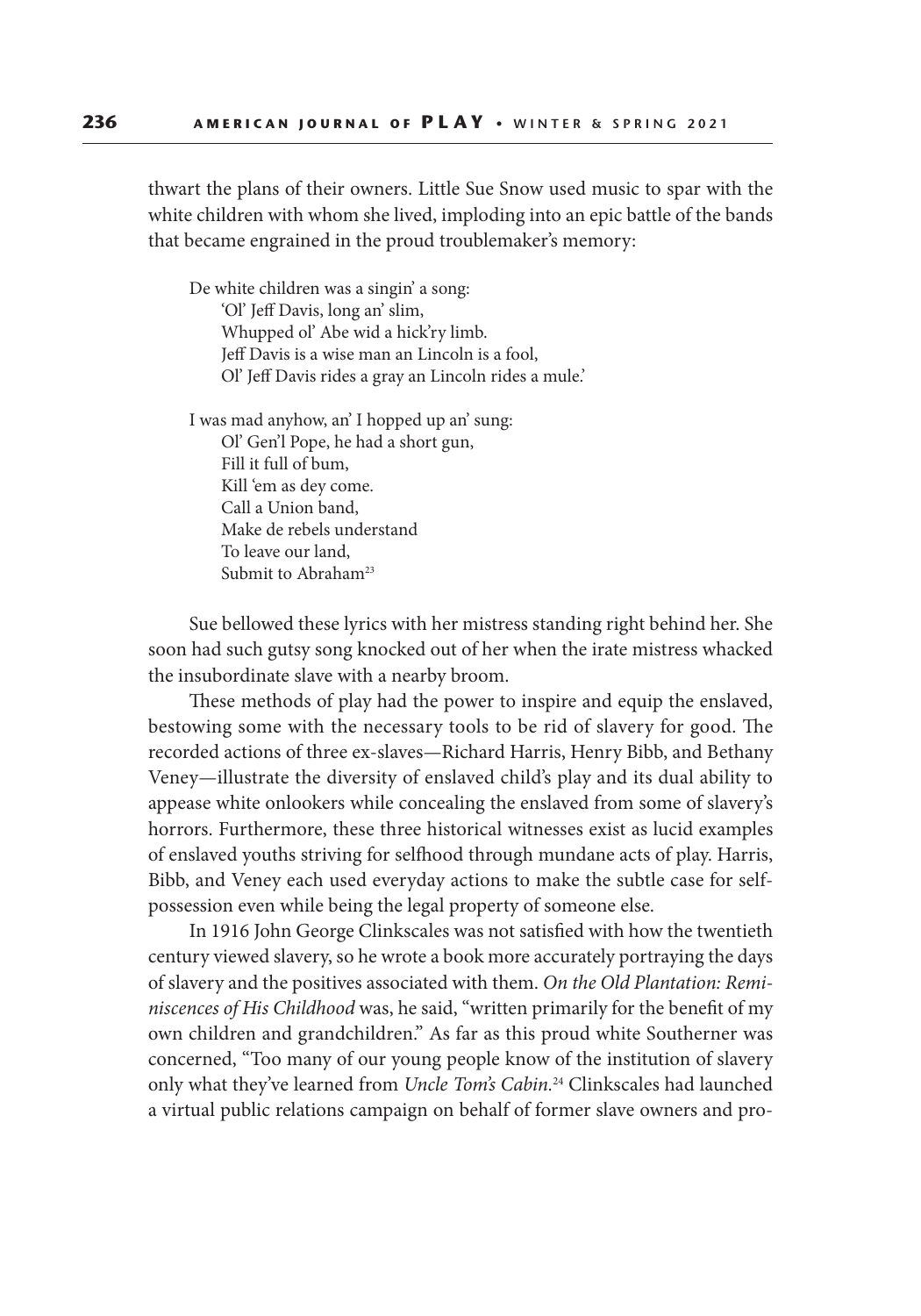thwart the plans of their owners. Little Sue Snow used music to spar with the white children with whom she lived, imploding into an epic battle of the bands that became engrained in the proud troublemaker's memory:

> De white children was a singin' a song:
> 'Ol' Jeff Davis, long an' slim,
> Whupped ol' Abe wid a hick'ry limb.
> Jeff Davis is a wise man an Lincoln is a fool,
> Ol' Jeff Davis rides a gray an Lincoln rides a mule.'
>
> I was mad anyhow, an' I hopped up an' sung:
> Ol' Gen'l Pope, he had a short gun,
> Fill it full of bum,
> Kill 'em as dey come.
> Call a Union band,
> Make de rebels understand
> To leave our land,
> Submit to Abraham[23]

Sue bellowed these lyrics with her mistress standing right behind her. She soon had such gutsy song knocked out of her when the irate mistress whacked the insubordinate slave with a nearby broom.

These methods of play had the power to inspire and equip the enslaved, bestowing some with the necessary tools to be rid of slavery for good. The recorded actions of three ex-slaves—Richard Harris, Henry Bibb, and Bethany Veney—illustrate the diversity of enslaved child's play and its dual ability to appease white onlookers while concealing the enslaved from some of slavery's horrors. Furthermore, these three historical witnesses exist as lucid examples of enslaved youths striving for selfhood through mundane acts of play. Harris, Bibb, and Veney each used everyday actions to make the subtle case for self-possession even while being the legal property of someone else.

In 1916 John George Clinkscales was not satisfied with how the twentieth century viewed slavery, so he wrote a book more accurately portraying the days of slavery and the positives associated with them. *On the Old Plantation: Reminiscences of His Childhood* was, he said, "written primarily for the benefit of my own children and grandchildren." As far as this proud white Southerner was concerned, "Too many of our young people know of the institution of slavery only what they've learned from *Uncle Tom's Cabin*.[24] Clinkscales had launched a virtual public relations campaign on behalf of former slave owners and pro-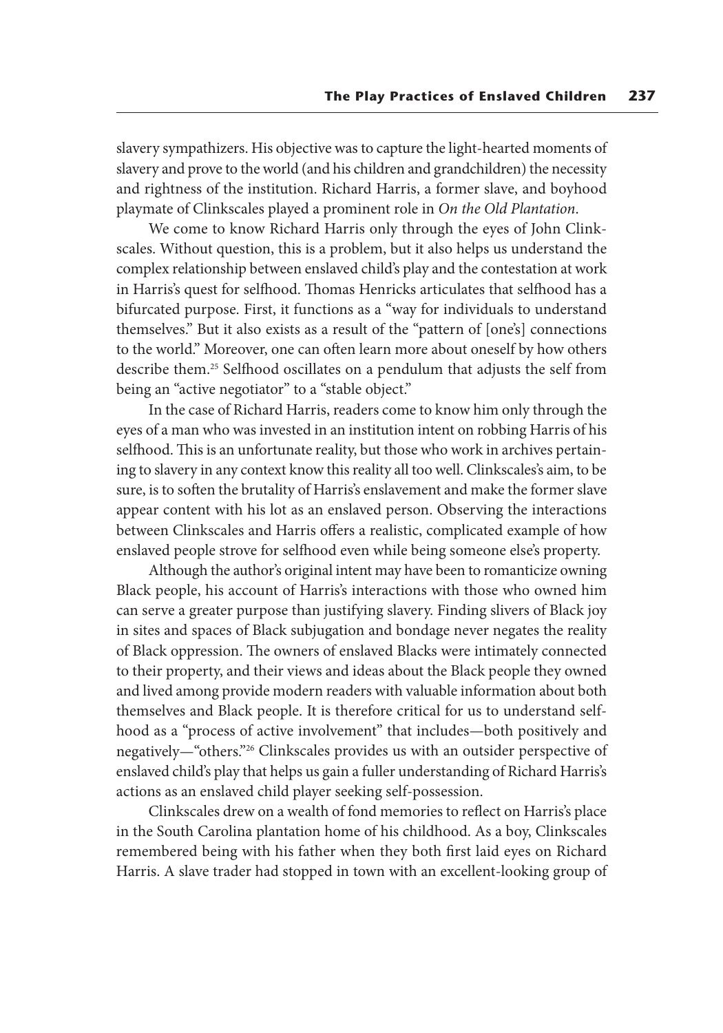slavery sympathizers. His objective was to capture the light-hearted moments of slavery and prove to the world (and his children and grandchildren) the necessity and rightness of the institution. Richard Harris, a former slave, and boyhood playmate of Clinkscales played a prominent role in *On the Old Plantation*.

We come to know Richard Harris only through the eyes of John Clinkscales. Without question, this is a problem, but it also helps us understand the complex relationship between enslaved child's play and the contestation at work in Harris's quest for selfhood. Thomas Henricks articulates that selfhood has a bifurcated purpose. First, it functions as a "way for individuals to understand themselves." But it also exists as a result of the "pattern of [one's] connections to the world." Moreover, one can often learn more about oneself by how others describe them.[25] Selfhood oscillates on a pendulum that adjusts the self from being an "active negotiator" to a "stable object."

In the case of Richard Harris, readers come to know him only through the eyes of a man who was invested in an institution intent on robbing Harris of his selfhood. This is an unfortunate reality, but those who work in archives pertaining to slavery in any context know this reality all too well. Clinkscales's aim, to be sure, is to soften the brutality of Harris's enslavement and make the former slave appear content with his lot as an enslaved person. Observing the interactions between Clinkscales and Harris offers a realistic, complicated example of how enslaved people strove for selfhood even while being someone else's property.

Although the author's original intent may have been to romanticize owning Black people, his account of Harris's interactions with those who owned him can serve a greater purpose than justifying slavery. Finding slivers of Black joy in sites and spaces of Black subjugation and bondage never negates the reality of Black oppression. The owners of enslaved Blacks were intimately connected to their property, and their views and ideas about the Black people they owned and lived among provide modern readers with valuable information about both themselves and Black people. It is therefore critical for us to understand selfhood as a "process of active involvement" that includes—both positively and negatively—"others."[26] Clinkscales provides us with an outsider perspective of enslaved child's play that helps us gain a fuller understanding of Richard Harris's actions as an enslaved child player seeking self-possession.

Clinkscales drew on a wealth of fond memories to reflect on Harris's place in the South Carolina plantation home of his childhood. As a boy, Clinkscales remembered being with his father when they both first laid eyes on Richard Harris. A slave trader had stopped in town with an excellent-looking group of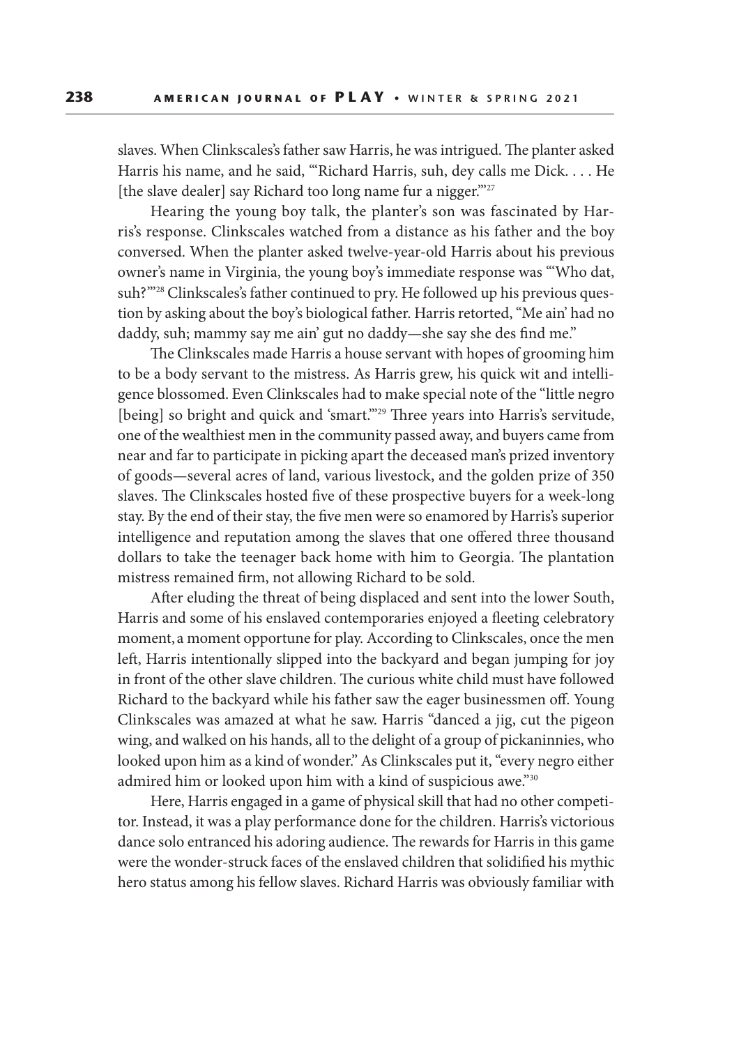slaves. When Clinkscales's father saw Harris, he was intrigued. The planter asked Harris his name, and he said, "'Richard Harris, suh, dey calls me Dick. . . . He [the slave dealer] say Richard too long name fur a nigger.'"[27]

Hearing the young boy talk, the planter's son was fascinated by Harris's response. Clinkscales watched from a distance as his father and the boy conversed. When the planter asked twelve-year-old Harris about his previous owner's name in Virginia, the young boy's immediate response was "'Who dat, suh?'"[28] Clinkscales's father continued to pry. He followed up his previous question by asking about the boy's biological father. Harris retorted, "Me ain' had no daddy, suh; mammy say me ain' gut no daddy—she say she des find me."

The Clinkscales made Harris a house servant with hopes of grooming him to be a body servant to the mistress. As Harris grew, his quick wit and intelligence blossomed. Even Clinkscales had to make special note of the "little negro [being] so bright and quick and 'smart.'"[29] Three years into Harris's servitude, one of the wealthiest men in the community passed away, and buyers came from near and far to participate in picking apart the deceased man's prized inventory of goods—several acres of land, various livestock, and the golden prize of 350 slaves. The Clinkscales hosted five of these prospective buyers for a week-long stay. By the end of their stay, the five men were so enamored by Harris's superior intelligence and reputation among the slaves that one offered three thousand dollars to take the teenager back home with him to Georgia. The plantation mistress remained firm, not allowing Richard to be sold.

After eluding the threat of being displaced and sent into the lower South, Harris and some of his enslaved contemporaries enjoyed a fleeting celebratory moment, a moment opportune for play. According to Clinkscales, once the men left, Harris intentionally slipped into the backyard and began jumping for joy in front of the other slave children. The curious white child must have followed Richard to the backyard while his father saw the eager businessmen off. Young Clinkscales was amazed at what he saw. Harris "danced a jig, cut the pigeon wing, and walked on his hands, all to the delight of a group of pickaninnies, who looked upon him as a kind of wonder." As Clinkscales put it, "every negro either admired him or looked upon him with a kind of suspicious awe."[30]

Here, Harris engaged in a game of physical skill that had no other competitor. Instead, it was a play performance done for the children. Harris's victorious dance solo entranced his adoring audience. The rewards for Harris in this game were the wonder-struck faces of the enslaved children that solidified his mythic hero status among his fellow slaves. Richard Harris was obviously familiar with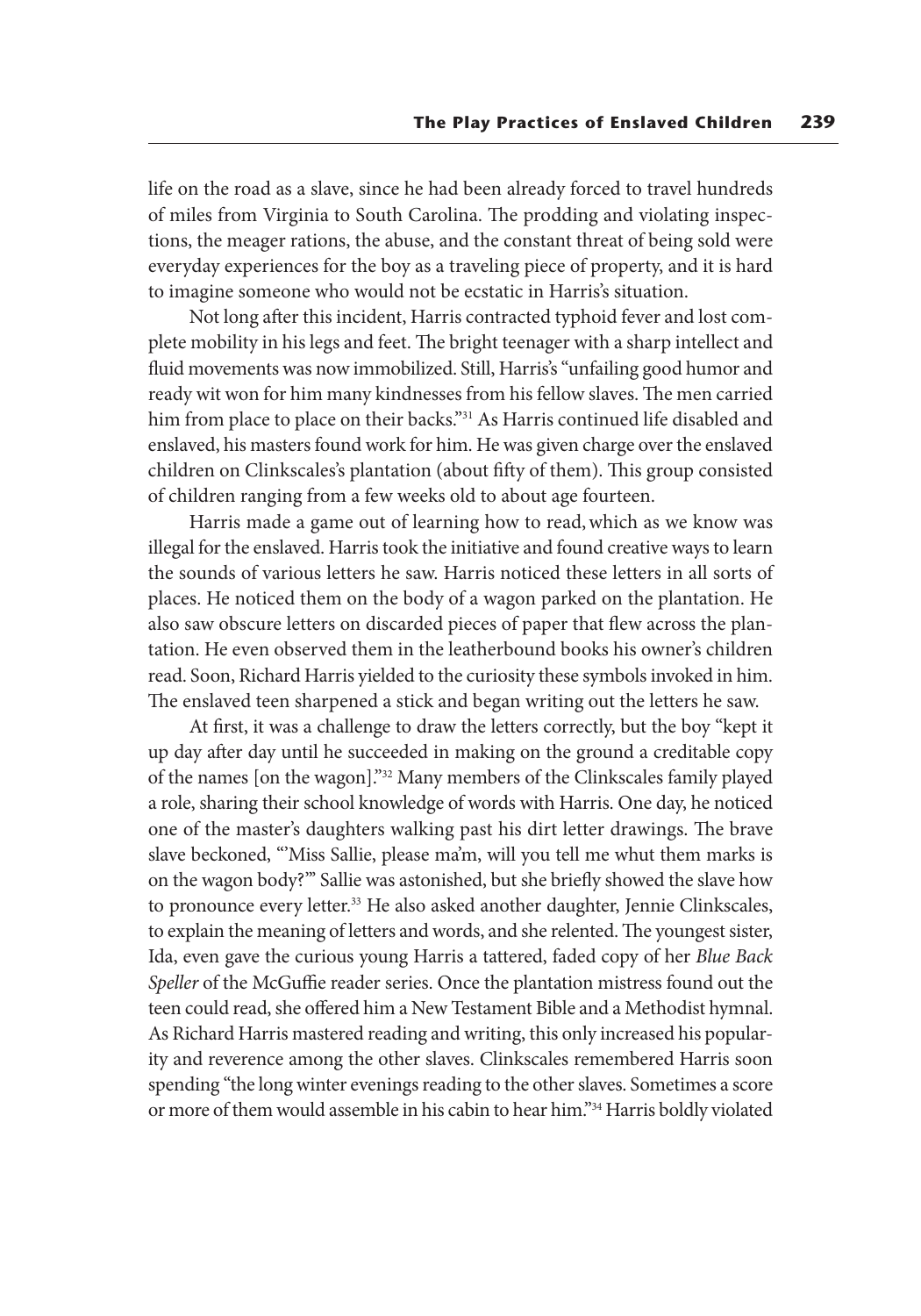life on the road as a slave, since he had been already forced to travel hundreds of miles from Virginia to South Carolina. The prodding and violating inspections, the meager rations, the abuse, and the constant threat of being sold were everyday experiences for the boy as a traveling piece of property, and it is hard to imagine someone who would not be ecstatic in Harris's situation.

Not long after this incident, Harris contracted typhoid fever and lost complete mobility in his legs and feet. The bright teenager with a sharp intellect and fluid movements was now immobilized. Still, Harris's "unfailing good humor and ready wit won for him many kindnesses from his fellow slaves. The men carried him from place to place on their backs."[31] As Harris continued life disabled and enslaved, his masters found work for him. He was given charge over the enslaved children on Clinkscales's plantation (about fifty of them). This group consisted of children ranging from a few weeks old to about age fourteen.

Harris made a game out of learning how to read, which as we know was illegal for the enslaved. Harris took the initiative and found creative ways to learn the sounds of various letters he saw. Harris noticed these letters in all sorts of places. He noticed them on the body of a wagon parked on the plantation. He also saw obscure letters on discarded pieces of paper that flew across the plantation. He even observed them in the leatherbound books his owner's children read. Soon, Richard Harris yielded to the curiosity these symbols invoked in him. The enslaved teen sharpened a stick and began writing out the letters he saw.

At first, it was a challenge to draw the letters correctly, but the boy "kept it up day after day until he succeeded in making on the ground a creditable copy of the names [on the wagon]."[32] Many members of the Clinkscales family played a role, sharing their school knowledge of words with Harris. One day, he noticed one of the master's daughters walking past his dirt letter drawings. The brave slave beckoned, "'Miss Sallie, please ma'm, will you tell me whut them marks is on the wagon body?'" Sallie was astonished, but she briefly showed the slave how to pronounce every letter.[33] He also asked another daughter, Jennie Clinkscales, to explain the meaning of letters and words, and she relented. The youngest sister, Ida, even gave the curious young Harris a tattered, faded copy of her *Blue Back Speller* of the McGuffie reader series. Once the plantation mistress found out the teen could read, she offered him a New Testament Bible and a Methodist hymnal. As Richard Harris mastered reading and writing, this only increased his popularity and reverence among the other slaves. Clinkscales remembered Harris soon spending "the long winter evenings reading to the other slaves. Sometimes a score or more of them would assemble in his cabin to hear him."[34] Harris boldly violated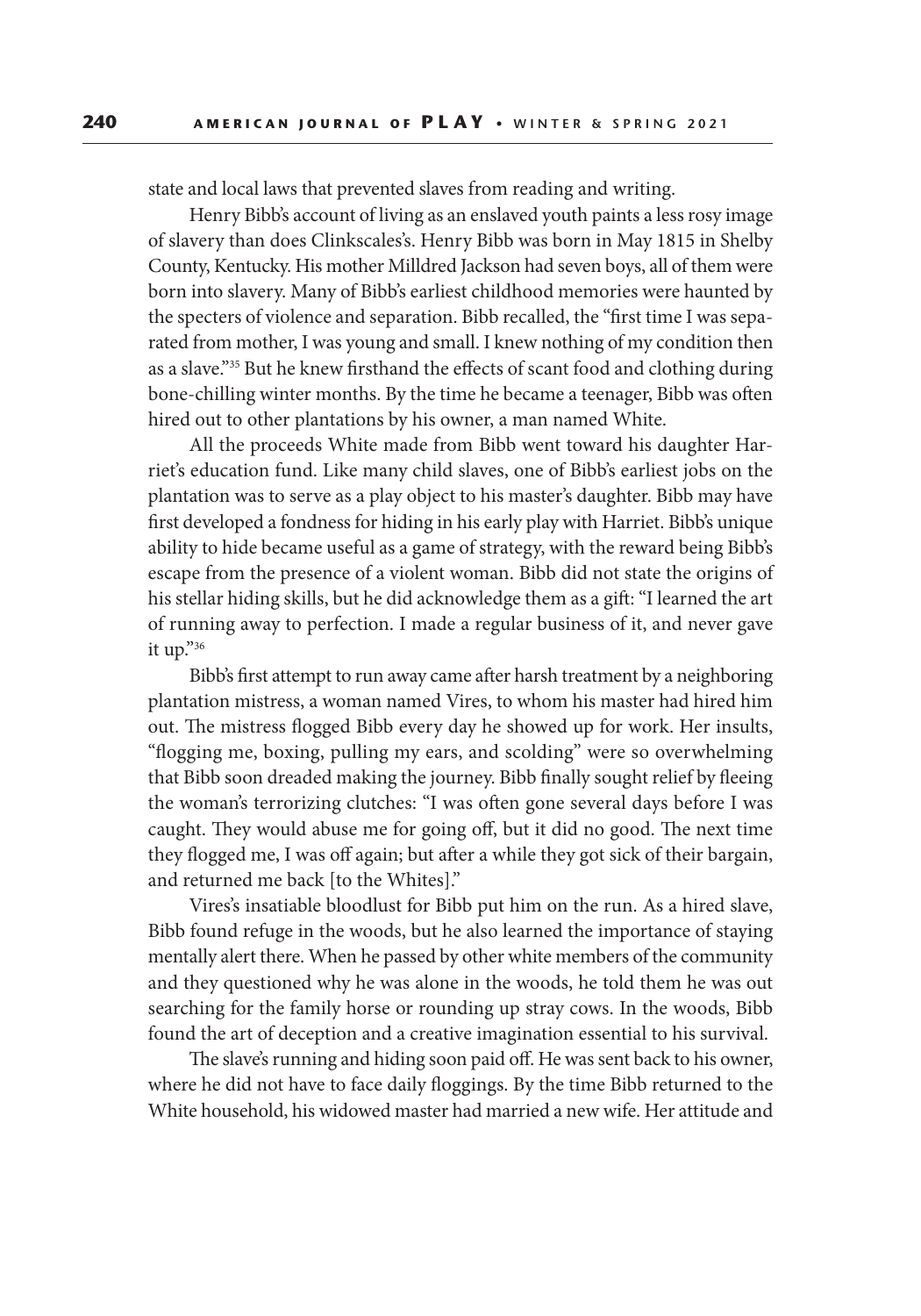state and local laws that prevented slaves from reading and writing.

Henry Bibb's account of living as an enslaved youth paints a less rosy image of slavery than does Clinkscales's. Henry Bibb was born in May 1815 in Shelby County, Kentucky. His mother Milldred Jackson had seven boys, all of them were born into slavery. Many of Bibb's earliest childhood memories were haunted by the specters of violence and separation. Bibb recalled, the "first time I was separated from mother, I was young and small. I knew nothing of my condition then as a slave."[35] But he knew firsthand the effects of scant food and clothing during bone-chilling winter months. By the time he became a teenager, Bibb was often hired out to other plantations by his owner, a man named White.

All the proceeds White made from Bibb went toward his daughter Harriet's education fund. Like many child slaves, one of Bibb's earliest jobs on the plantation was to serve as a play object to his master's daughter. Bibb may have first developed a fondness for hiding in his early play with Harriet. Bibb's unique ability to hide became useful as a game of strategy, with the reward being Bibb's escape from the presence of a violent woman. Bibb did not state the origins of his stellar hiding skills, but he did acknowledge them as a gift: "I learned the art of running away to perfection. I made a regular business of it, and never gave it up."[36]

Bibb's first attempt to run away came after harsh treatment by a neighboring plantation mistress, a woman named Vires, to whom his master had hired him out. The mistress flogged Bibb every day he showed up for work. Her insults, "flogging me, boxing, pulling my ears, and scolding" were so overwhelming that Bibb soon dreaded making the journey. Bibb finally sought relief by fleeing the woman's terrorizing clutches: "I was often gone several days before I was caught. They would abuse me for going off, but it did no good. The next time they flogged me, I was off again; but after a while they got sick of their bargain, and returned me back [to the Whites]."

Vires's insatiable bloodlust for Bibb put him on the run. As a hired slave, Bibb found refuge in the woods, but he also learned the importance of staying mentally alert there. When he passed by other white members of the community and they questioned why he was alone in the woods, he told them he was out searching for the family horse or rounding up stray cows. In the woods, Bibb found the art of deception and a creative imagination essential to his survival.

The slave's running and hiding soon paid off. He was sent back to his owner, where he did not have to face daily floggings. By the time Bibb returned to the White household, his widowed master had married a new wife. Her attitude and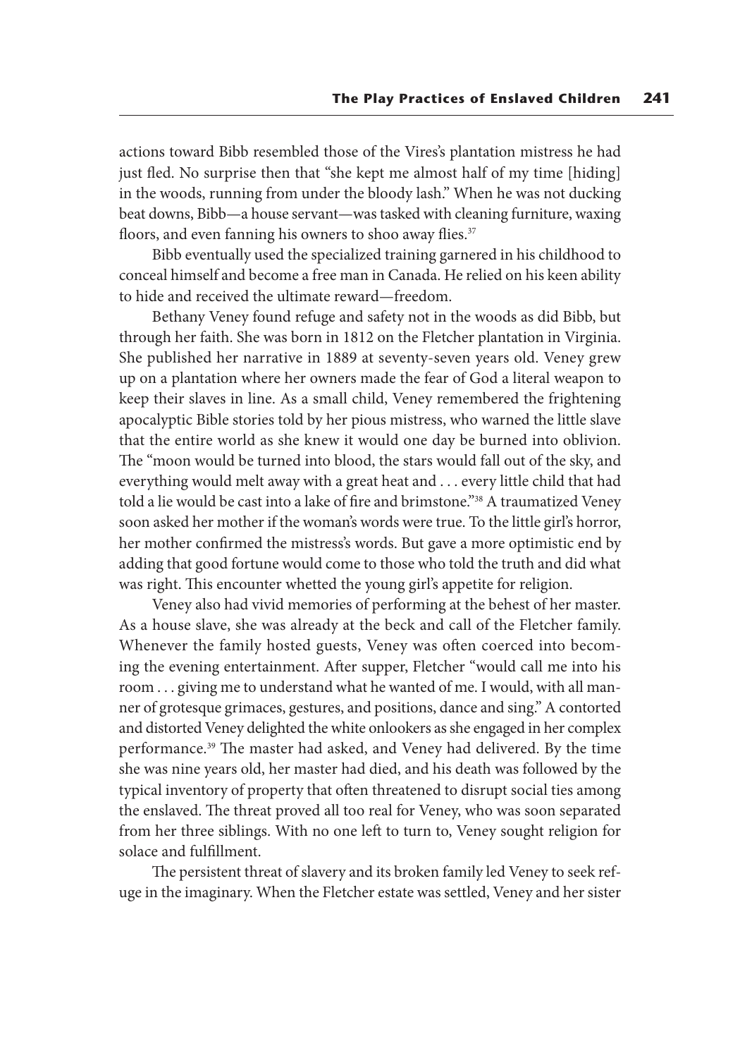actions toward Bibb resembled those of the Vires's plantation mistress he had just fled. No surprise then that "she kept me almost half of my time [hiding] in the woods, running from under the bloody lash." When he was not ducking beat downs, Bibb—a house servant—was tasked with cleaning furniture, waxing floors, and even fanning his owners to shoo away flies.[37]

Bibb eventually used the specialized training garnered in his childhood to conceal himself and become a free man in Canada. He relied on his keen ability to hide and received the ultimate reward—freedom.

Bethany Veney found refuge and safety not in the woods as did Bibb, but through her faith. She was born in 1812 on the Fletcher plantation in Virginia. She published her narrative in 1889 at seventy-seven years old. Veney grew up on a plantation where her owners made the fear of God a literal weapon to keep their slaves in line. As a small child, Veney remembered the frightening apocalyptic Bible stories told by her pious mistress, who warned the little slave that the entire world as she knew it would one day be burned into oblivion. The "moon would be turned into blood, the stars would fall out of the sky, and everything would melt away with a great heat and . . . every little child that had told a lie would be cast into a lake of fire and brimstone."[38] A traumatized Veney soon asked her mother if the woman's words were true. To the little girl's horror, her mother confirmed the mistress's words. But gave a more optimistic end by adding that good fortune would come to those who told the truth and did what was right. This encounter whetted the young girl's appetite for religion.

Veney also had vivid memories of performing at the behest of her master. As a house slave, she was already at the beck and call of the Fletcher family. Whenever the family hosted guests, Veney was often coerced into becoming the evening entertainment. After supper, Fletcher "would call me into his room . . . giving me to understand what he wanted of me. I would, with all manner of grotesque grimaces, gestures, and positions, dance and sing." A contorted and distorted Veney delighted the white onlookers as she engaged in her complex performance.[39] The master had asked, and Veney had delivered. By the time she was nine years old, her master had died, and his death was followed by the typical inventory of property that often threatened to disrupt social ties among the enslaved. The threat proved all too real for Veney, who was soon separated from her three siblings. With no one left to turn to, Veney sought religion for solace and fulfillment.

The persistent threat of slavery and its broken family led Veney to seek refuge in the imaginary. When the Fletcher estate was settled, Veney and her sister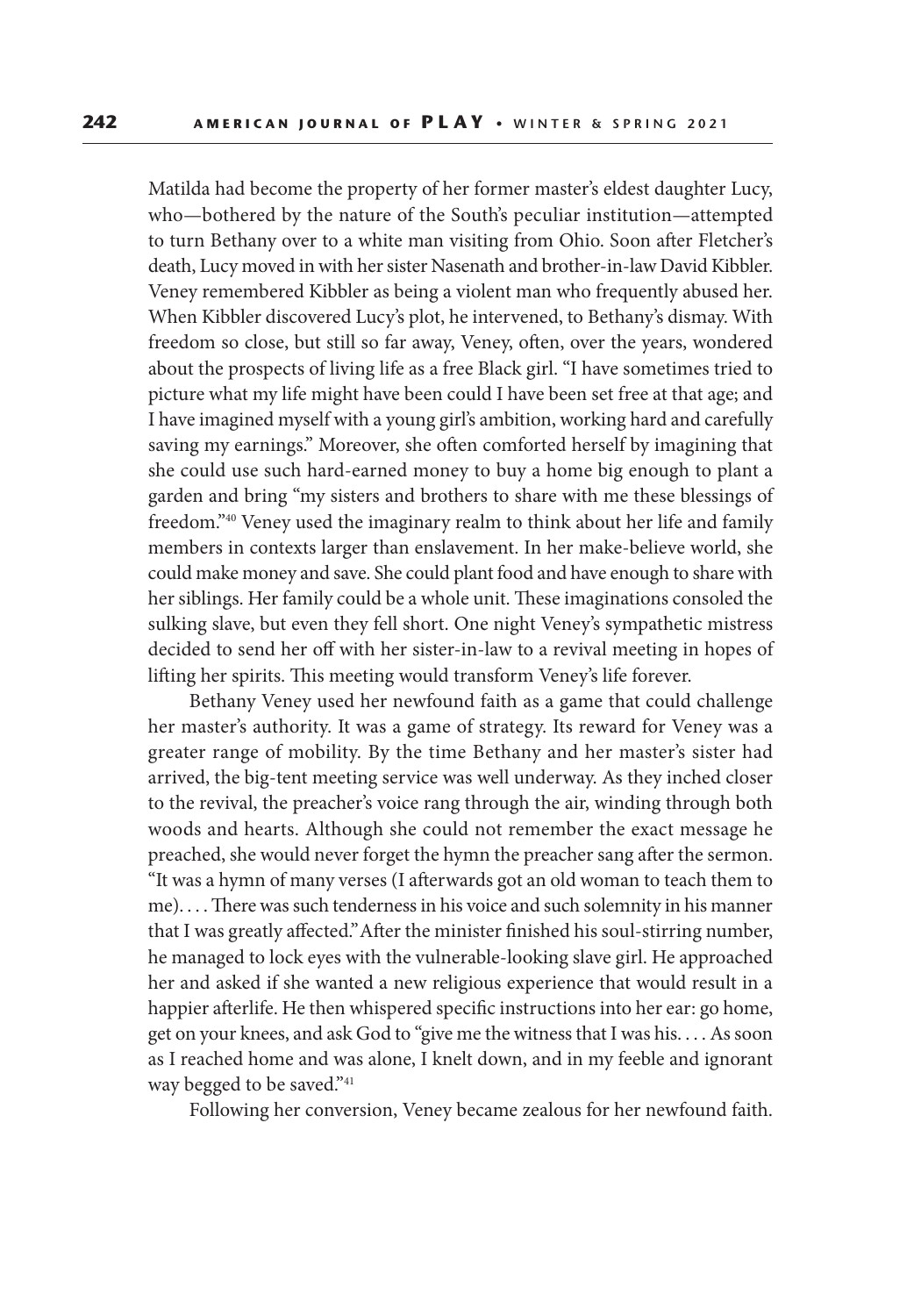Matilda had become the property of her former master's eldest daughter Lucy, who—bothered by the nature of the South's peculiar institution—attempted to turn Bethany over to a white man visiting from Ohio. Soon after Fletcher's death, Lucy moved in with her sister Nasenath and brother-in-law David Kibbler. Veney remembered Kibbler as being a violent man who frequently abused her. When Kibbler discovered Lucy's plot, he intervened, to Bethany's dismay. With freedom so close, but still so far away, Veney, often, over the years, wondered about the prospects of living life as a free Black girl. "I have sometimes tried to picture what my life might have been could I have been set free at that age; and I have imagined myself with a young girl's ambition, working hard and carefully saving my earnings." Moreover, she often comforted herself by imagining that she could use such hard-earned money to buy a home big enough to plant a garden and bring "my sisters and brothers to share with me these blessings of freedom."[40] Veney used the imaginary realm to think about her life and family members in contexts larger than enslavement. In her make-believe world, she could make money and save. She could plant food and have enough to share with her siblings. Her family could be a whole unit. These imaginations consoled the sulking slave, but even they fell short. One night Veney's sympathetic mistress decided to send her off with her sister-in-law to a revival meeting in hopes of lifting her spirits. This meeting would transform Veney's life forever.

Bethany Veney used her newfound faith as a game that could challenge her master's authority. It was a game of strategy. Its reward for Veney was a greater range of mobility. By the time Bethany and her master's sister had arrived, the big-tent meeting service was well underway. As they inched closer to the revival, the preacher's voice rang through the air, winding through both woods and hearts. Although she could not remember the exact message he preached, she would never forget the hymn the preacher sang after the sermon. "It was a hymn of many verses (I afterwards got an old woman to teach them to me). . . . There was such tenderness in his voice and such solemnity in his manner that I was greatly affected." After the minister finished his soul-stirring number, he managed to lock eyes with the vulnerable-looking slave girl. He approached her and asked if she wanted a new religious experience that would result in a happier afterlife. He then whispered specific instructions into her ear: go home, get on your knees, and ask God to "give me the witness that I was his. . . . As soon as I reached home and was alone, I knelt down, and in my feeble and ignorant way begged to be saved."[41]

Following her conversion, Veney became zealous for her newfound faith.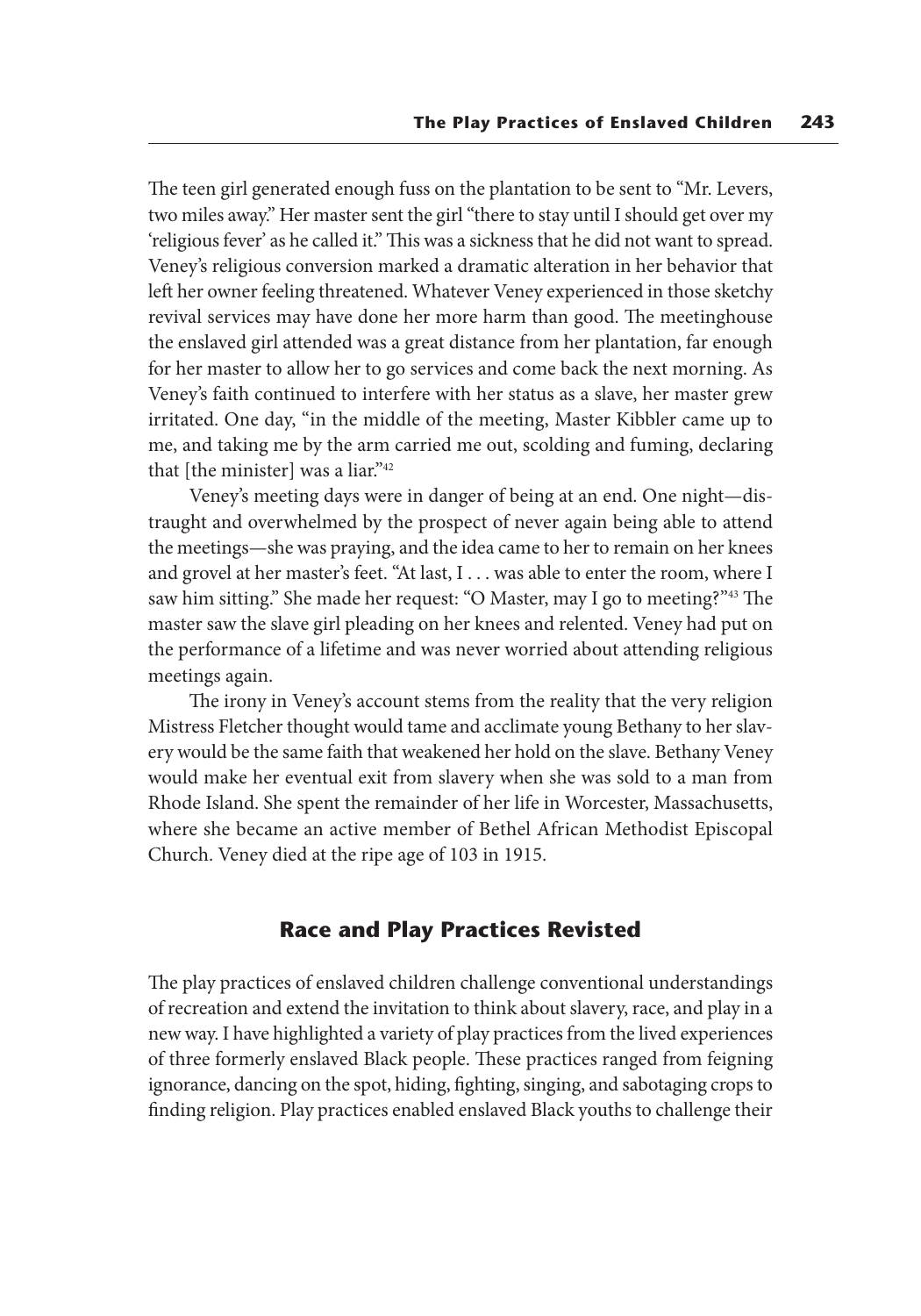The teen girl generated enough fuss on the plantation to be sent to "Mr. Levers, two miles away." Her master sent the girl "there to stay until I should get over my 'religious fever' as he called it." This was a sickness that he did not want to spread. Veney's religious conversion marked a dramatic alteration in her behavior that left her owner feeling threatened. Whatever Veney experienced in those sketchy revival services may have done her more harm than good. The meetinghouse the enslaved girl attended was a great distance from her plantation, far enough for her master to allow her to go services and come back the next morning. As Veney's faith continued to interfere with her status as a slave, her master grew irritated. One day, "in the middle of the meeting, Master Kibbler came up to me, and taking me by the arm carried me out, scolding and fuming, declaring that [the minister] was a liar."[42]

Veney's meeting days were in danger of being at an end. One night—distraught and overwhelmed by the prospect of never again being able to attend the meetings—she was praying, and the idea came to her to remain on her knees and grovel at her master's feet. "At last, I . . . was able to enter the room, where I saw him sitting." She made her request: "O Master, may I go to meeting?"[43] The master saw the slave girl pleading on her knees and relented. Veney had put on the performance of a lifetime and was never worried about attending religious meetings again.

The irony in Veney's account stems from the reality that the very religion Mistress Fletcher thought would tame and acclimate young Bethany to her slavery would be the same faith that weakened her hold on the slave. Bethany Veney would make her eventual exit from slavery when she was sold to a man from Rhode Island. She spent the remainder of her life in Worcester, Massachusetts, where she became an active member of Bethel African Methodist Episcopal Church. Veney died at the ripe age of 103 in 1915.

## Race and Play Practices Revisted

The play practices of enslaved children challenge conventional understandings of recreation and extend the invitation to think about slavery, race, and play in a new way. I have highlighted a variety of play practices from the lived experiences of three formerly enslaved Black people. These practices ranged from feigning ignorance, dancing on the spot, hiding, fighting, singing, and sabotaging crops to finding religion. Play practices enabled enslaved Black youths to challenge their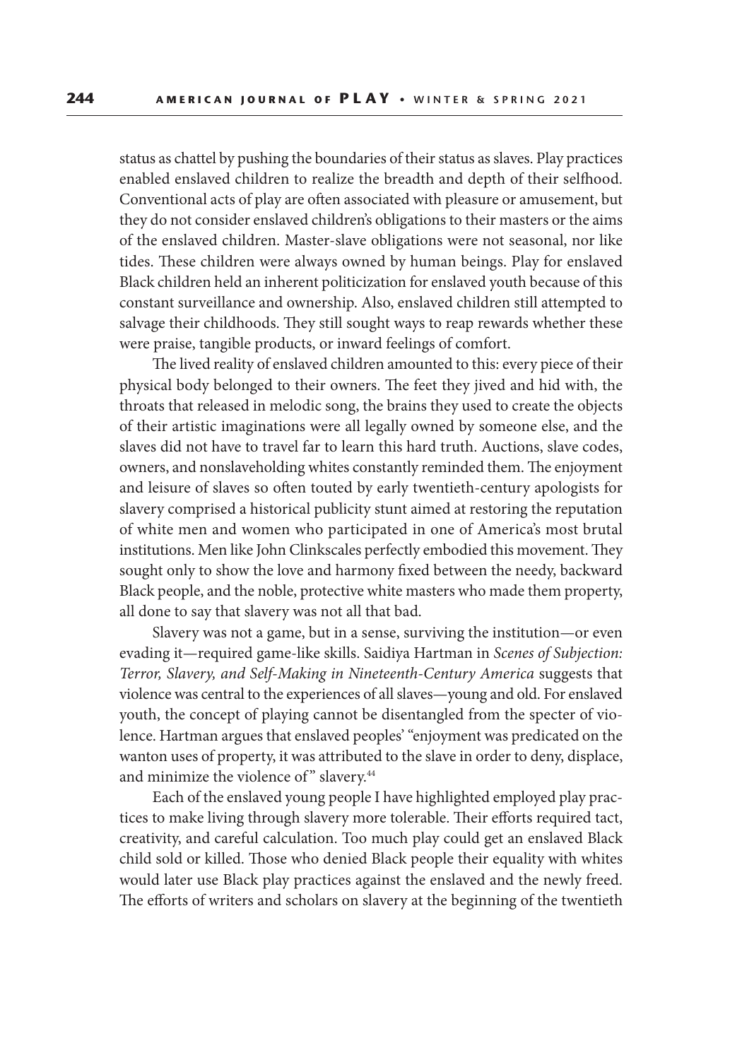status as chattel by pushing the boundaries of their status as slaves. Play practices enabled enslaved children to realize the breadth and depth of their selfhood. Conventional acts of play are often associated with pleasure or amusement, but they do not consider enslaved children's obligations to their masters or the aims of the enslaved children. Master-slave obligations were not seasonal, nor like tides. These children were always owned by human beings. Play for enslaved Black children held an inherent politicization for enslaved youth because of this constant surveillance and ownership. Also, enslaved children still attempted to salvage their childhoods. They still sought ways to reap rewards whether these were praise, tangible products, or inward feelings of comfort.

The lived reality of enslaved children amounted to this: every piece of their physical body belonged to their owners. The feet they jived and hid with, the throats that released in melodic song, the brains they used to create the objects of their artistic imaginations were all legally owned by someone else, and the slaves did not have to travel far to learn this hard truth. Auctions, slave codes, owners, and nonslaveholding whites constantly reminded them. The enjoyment and leisure of slaves so often touted by early twentieth-century apologists for slavery comprised a historical publicity stunt aimed at restoring the reputation of white men and women who participated in one of America's most brutal institutions. Men like John Clinkscales perfectly embodied this movement. They sought only to show the love and harmony fixed between the needy, backward Black people, and the noble, protective white masters who made them property, all done to say that slavery was not all that bad.

Slavery was not a game, but in a sense, surviving the institution—or even evading it—required game-like skills. Saidiya Hartman in *Scenes of Subjection: Terror, Slavery, and Self-Making in Nineteenth-Century America* suggests that violence was central to the experiences of all slaves—young and old. For enslaved youth, the concept of playing cannot be disentangled from the specter of violence. Hartman argues that enslaved peoples' "enjoyment was predicated on the wanton uses of property, it was attributed to the slave in order to deny, displace, and minimize the violence of" slavery.[44]

Each of the enslaved young people I have highlighted employed play practices to make living through slavery more tolerable. Their efforts required tact, creativity, and careful calculation. Too much play could get an enslaved Black child sold or killed. Those who denied Black people their equality with whites would later use Black play practices against the enslaved and the newly freed. The efforts of writers and scholars on slavery at the beginning of the twentieth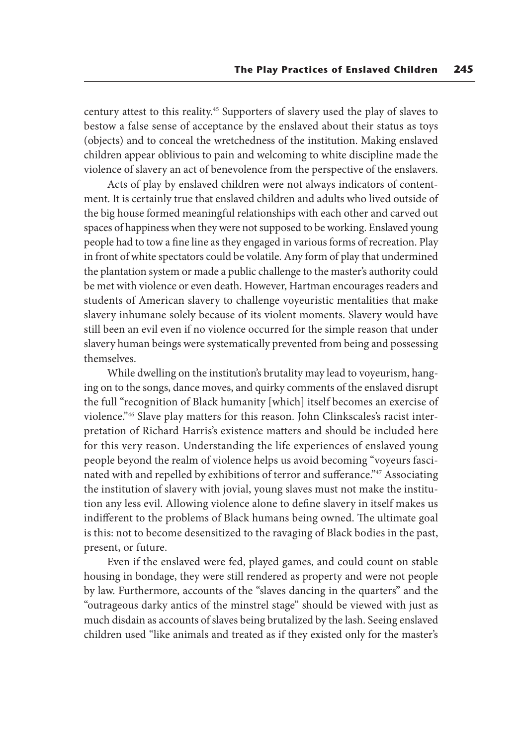century attest to this reality.[45] Supporters of slavery used the play of slaves to bestow a false sense of acceptance by the enslaved about their status as toys (objects) and to conceal the wretchedness of the institution. Making enslaved children appear oblivious to pain and welcoming to white discipline made the violence of slavery an act of benevolence from the perspective of the enslavers.

Acts of play by enslaved children were not always indicators of contentment. It is certainly true that enslaved children and adults who lived outside of the big house formed meaningful relationships with each other and carved out spaces of happiness when they were not supposed to be working. Enslaved young people had to tow a fine line as they engaged in various forms of recreation. Play in front of white spectators could be volatile. Any form of play that undermined the plantation system or made a public challenge to the master's authority could be met with violence or even death. However, Hartman encourages readers and students of American slavery to challenge voyeuristic mentalities that make slavery inhumane solely because of its violent moments. Slavery would have still been an evil even if no violence occurred for the simple reason that under slavery human beings were systematically prevented from being and possessing themselves.

While dwelling on the institution's brutality may lead to voyeurism, hanging on to the songs, dance moves, and quirky comments of the enslaved disrupt the full "recognition of Black humanity [which] itself becomes an exercise of violence."[46] Slave play matters for this reason. John Clinkscales's racist interpretation of Richard Harris's existence matters and should be included here for this very reason. Understanding the life experiences of enslaved young people beyond the realm of violence helps us avoid becoming "voyeurs fascinated with and repelled by exhibitions of terror and sufferance."[47] Associating the institution of slavery with jovial, young slaves must not make the institution any less evil. Allowing violence alone to define slavery in itself makes us indifferent to the problems of Black humans being owned. The ultimate goal is this: not to become desensitized to the ravaging of Black bodies in the past, present, or future.

Even if the enslaved were fed, played games, and could count on stable housing in bondage, they were still rendered as property and were not people by law. Furthermore, accounts of the "slaves dancing in the quarters" and the "outrageous darky antics of the minstrel stage" should be viewed with just as much disdain as accounts of slaves being brutalized by the lash. Seeing enslaved children used "like animals and treated as if they existed only for the master's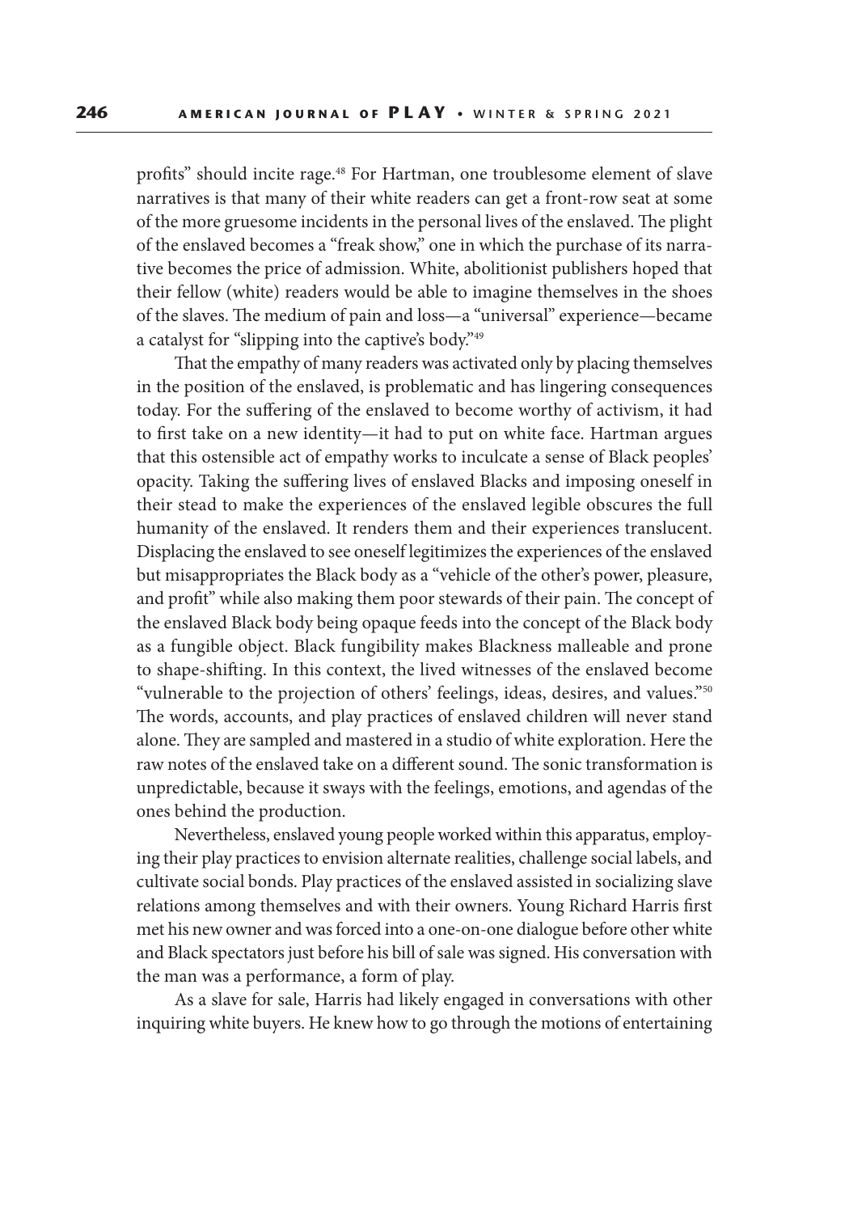profits" should incite rage.[48] For Hartman, one troublesome element of slave narratives is that many of their white readers can get a front-row seat at some of the more gruesome incidents in the personal lives of the enslaved. The plight of the enslaved becomes a "freak show," one in which the purchase of its narrative becomes the price of admission. White, abolitionist publishers hoped that their fellow (white) readers would be able to imagine themselves in the shoes of the slaves. The medium of pain and loss—a "universal" experience—became a catalyst for "slipping into the captive's body."[49]

That the empathy of many readers was activated only by placing themselves in the position of the enslaved, is problematic and has lingering consequences today. For the suffering of the enslaved to become worthy of activism, it had to first take on a new identity—it had to put on white face. Hartman argues that this ostensible act of empathy works to inculcate a sense of Black peoples' opacity. Taking the suffering lives of enslaved Blacks and imposing oneself in their stead to make the experiences of the enslaved legible obscures the full humanity of the enslaved. It renders them and their experiences translucent. Displacing the enslaved to see oneself legitimizes the experiences of the enslaved but misappropriates the Black body as a "vehicle of the other's power, pleasure, and profit" while also making them poor stewards of their pain. The concept of the enslaved Black body being opaque feeds into the concept of the Black body as a fungible object. Black fungibility makes Blackness malleable and prone to shape-shifting. In this context, the lived witnesses of the enslaved become "vulnerable to the projection of others' feelings, ideas, desires, and values."[50] The words, accounts, and play practices of enslaved children will never stand alone. They are sampled and mastered in a studio of white exploration. Here the raw notes of the enslaved take on a different sound. The sonic transformation is unpredictable, because it sways with the feelings, emotions, and agendas of the ones behind the production.

Nevertheless, enslaved young people worked within this apparatus, employing their play practices to envision alternate realities, challenge social labels, and cultivate social bonds. Play practices of the enslaved assisted in socializing slave relations among themselves and with their owners. Young Richard Harris first met his new owner and was forced into a one-on-one dialogue before other white and Black spectators just before his bill of sale was signed. His conversation with the man was a performance, a form of play.

As a slave for sale, Harris had likely engaged in conversations with other inquiring white buyers. He knew how to go through the motions of entertaining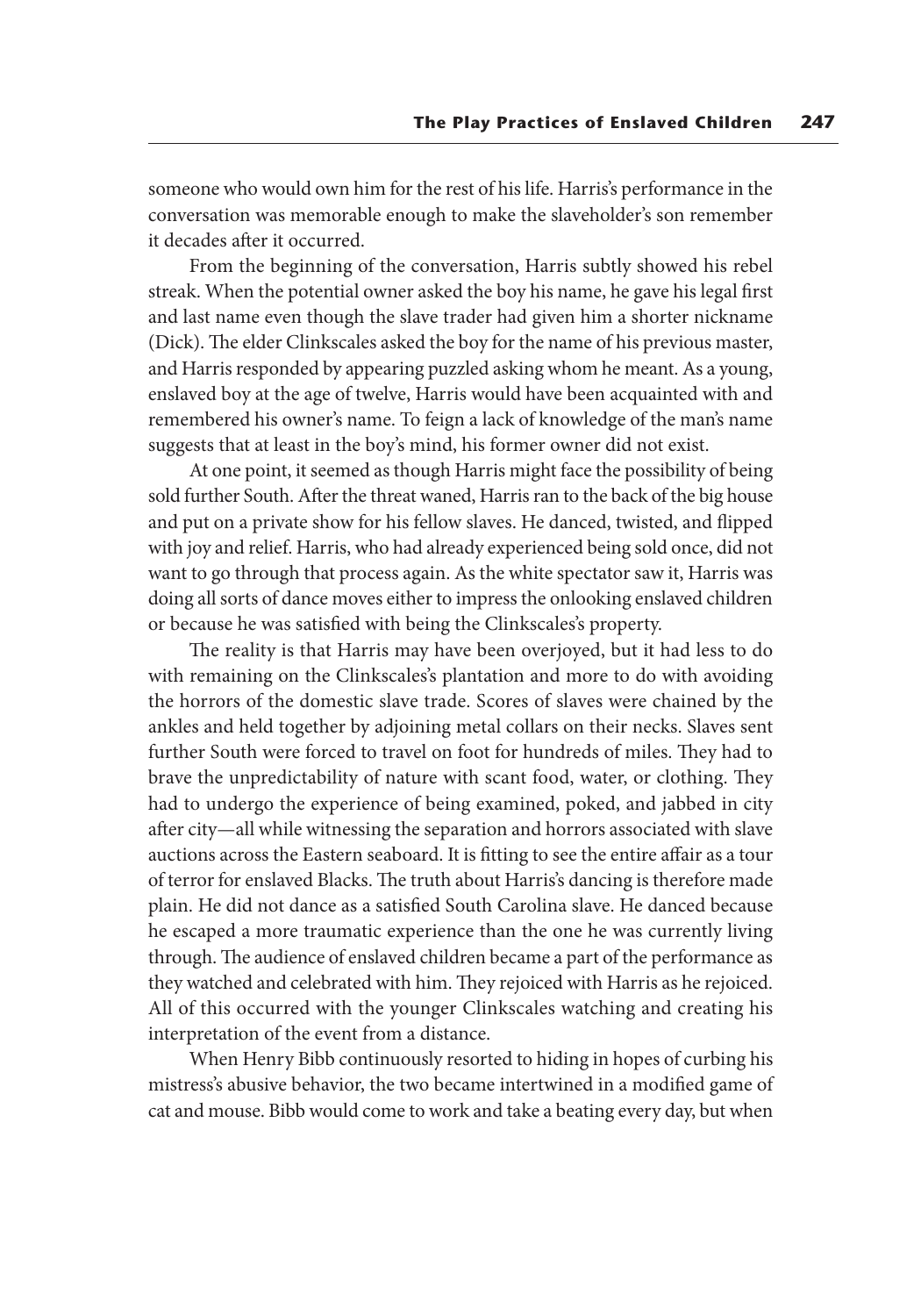someone who would own him for the rest of his life. Harris's performance in the conversation was memorable enough to make the slaveholder's son remember it decades after it occurred.

From the beginning of the conversation, Harris subtly showed his rebel streak. When the potential owner asked the boy his name, he gave his legal first and last name even though the slave trader had given him a shorter nickname (Dick). The elder Clinkscales asked the boy for the name of his previous master, and Harris responded by appearing puzzled asking whom he meant. As a young, enslaved boy at the age of twelve, Harris would have been acquainted with and remembered his owner's name. To feign a lack of knowledge of the man's name suggests that at least in the boy's mind, his former owner did not exist.

At one point, it seemed as though Harris might face the possibility of being sold further South. After the threat waned, Harris ran to the back of the big house and put on a private show for his fellow slaves. He danced, twisted, and flipped with joy and relief. Harris, who had already experienced being sold once, did not want to go through that process again. As the white spectator saw it, Harris was doing all sorts of dance moves either to impress the onlooking enslaved children or because he was satisfied with being the Clinkscales's property.

The reality is that Harris may have been overjoyed, but it had less to do with remaining on the Clinkscales's plantation and more to do with avoiding the horrors of the domestic slave trade. Scores of slaves were chained by the ankles and held together by adjoining metal collars on their necks. Slaves sent further South were forced to travel on foot for hundreds of miles. They had to brave the unpredictability of nature with scant food, water, or clothing. They had to undergo the experience of being examined, poked, and jabbed in city after city—all while witnessing the separation and horrors associated with slave auctions across the Eastern seaboard. It is fitting to see the entire affair as a tour of terror for enslaved Blacks. The truth about Harris's dancing is therefore made plain. He did not dance as a satisfied South Carolina slave. He danced because he escaped a more traumatic experience than the one he was currently living through. The audience of enslaved children became a part of the performance as they watched and celebrated with him. They rejoiced with Harris as he rejoiced. All of this occurred with the younger Clinkscales watching and creating his interpretation of the event from a distance.

When Henry Bibb continuously resorted to hiding in hopes of curbing his mistress's abusive behavior, the two became intertwined in a modified game of cat and mouse. Bibb would come to work and take a beating every day, but when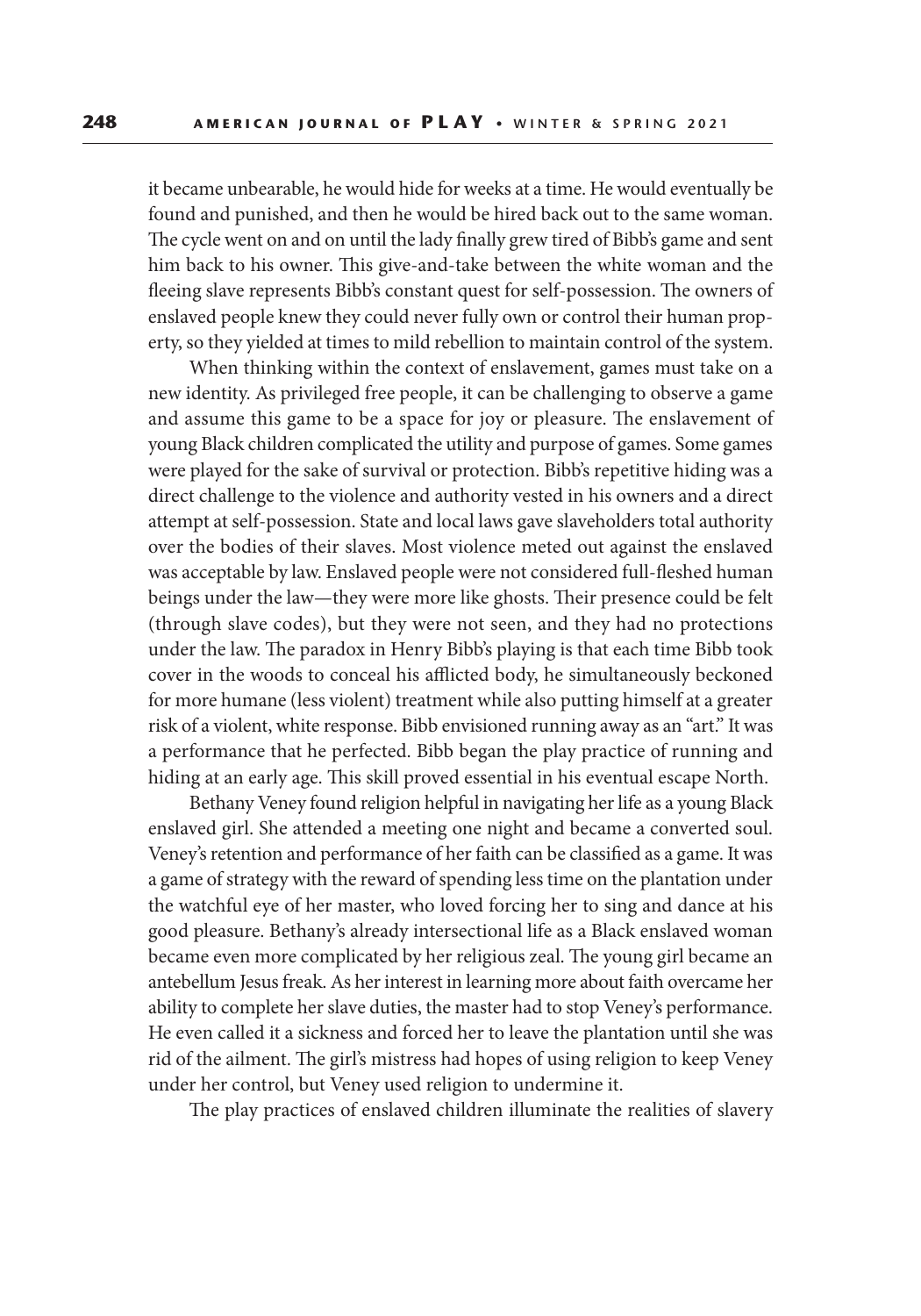it became unbearable, he would hide for weeks at a time. He would eventually be found and punished, and then he would be hired back out to the same woman. The cycle went on and on until the lady finally grew tired of Bibb's game and sent him back to his owner. This give-and-take between the white woman and the fleeing slave represents Bibb's constant quest for self-possession. The owners of enslaved people knew they could never fully own or control their human property, so they yielded at times to mild rebellion to maintain control of the system.

When thinking within the context of enslavement, games must take on a new identity. As privileged free people, it can be challenging to observe a game and assume this game to be a space for joy or pleasure. The enslavement of young Black children complicated the utility and purpose of games. Some games were played for the sake of survival or protection. Bibb's repetitive hiding was a direct challenge to the violence and authority vested in his owners and a direct attempt at self-possession. State and local laws gave slaveholders total authority over the bodies of their slaves. Most violence meted out against the enslaved was acceptable by law. Enslaved people were not considered full-fleshed human beings under the law—they were more like ghosts. Their presence could be felt (through slave codes), but they were not seen, and they had no protections under the law. The paradox in Henry Bibb's playing is that each time Bibb took cover in the woods to conceal his afflicted body, he simultaneously beckoned for more humane (less violent) treatment while also putting himself at a greater risk of a violent, white response. Bibb envisioned running away as an "art." It was a performance that he perfected. Bibb began the play practice of running and hiding at an early age. This skill proved essential in his eventual escape North.

Bethany Veney found religion helpful in navigating her life as a young Black enslaved girl. She attended a meeting one night and became a converted soul. Veney's retention and performance of her faith can be classified as a game. It was a game of strategy with the reward of spending less time on the plantation under the watchful eye of her master, who loved forcing her to sing and dance at his good pleasure. Bethany's already intersectional life as a Black enslaved woman became even more complicated by her religious zeal. The young girl became an antebellum Jesus freak. As her interest in learning more about faith overcame her ability to complete her slave duties, the master had to stop Veney's performance. He even called it a sickness and forced her to leave the plantation until she was rid of the ailment. The girl's mistress had hopes of using religion to keep Veney under her control, but Veney used religion to undermine it.

The play practices of enslaved children illuminate the realities of slavery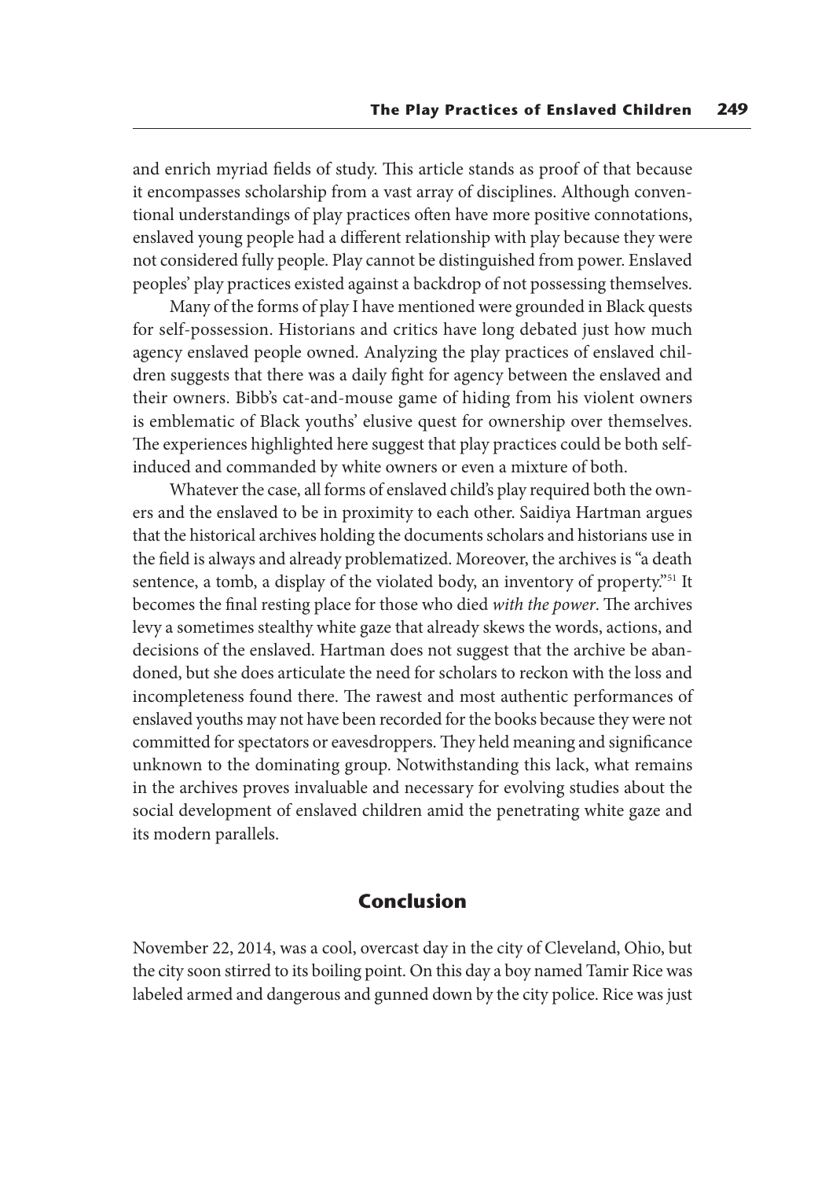and enrich myriad fields of study. This article stands as proof of that because it encompasses scholarship from a vast array of disciplines. Although conventional understandings of play practices often have more positive connotations, enslaved young people had a different relationship with play because they were not considered fully people. Play cannot be distinguished from power. Enslaved peoples' play practices existed against a backdrop of not possessing themselves.

Many of the forms of play I have mentioned were grounded in Black quests for self-possession. Historians and critics have long debated just how much agency enslaved people owned. Analyzing the play practices of enslaved children suggests that there was a daily fight for agency between the enslaved and their owners. Bibb's cat-and-mouse game of hiding from his violent owners is emblematic of Black youths' elusive quest for ownership over themselves. The experiences highlighted here suggest that play practices could be both self-induced and commanded by white owners or even a mixture of both.

Whatever the case, all forms of enslaved child's play required both the owners and the enslaved to be in proximity to each other. Saidiya Hartman argues that the historical archives holding the documents scholars and historians use in the field is always and already problematized. Moreover, the archives is "a death sentence, a tomb, a display of the violated body, an inventory of property."[51] It becomes the final resting place for those who died *with the power*. The archives levy a sometimes stealthy white gaze that already skews the words, actions, and decisions of the enslaved. Hartman does not suggest that the archive be abandoned, but she does articulate the need for scholars to reckon with the loss and incompleteness found there. The rawest and most authentic performances of enslaved youths may not have been recorded for the books because they were not committed for spectators or eavesdroppers. They held meaning and significance unknown to the dominating group. Notwithstanding this lack, what remains in the archives proves invaluable and necessary for evolving studies about the social development of enslaved children amid the penetrating white gaze and its modern parallels.

## Conclusion

November 22, 2014, was a cool, overcast day in the city of Cleveland, Ohio, but the city soon stirred to its boiling point. On this day a boy named Tamir Rice was labeled armed and dangerous and gunned down by the city police. Rice was just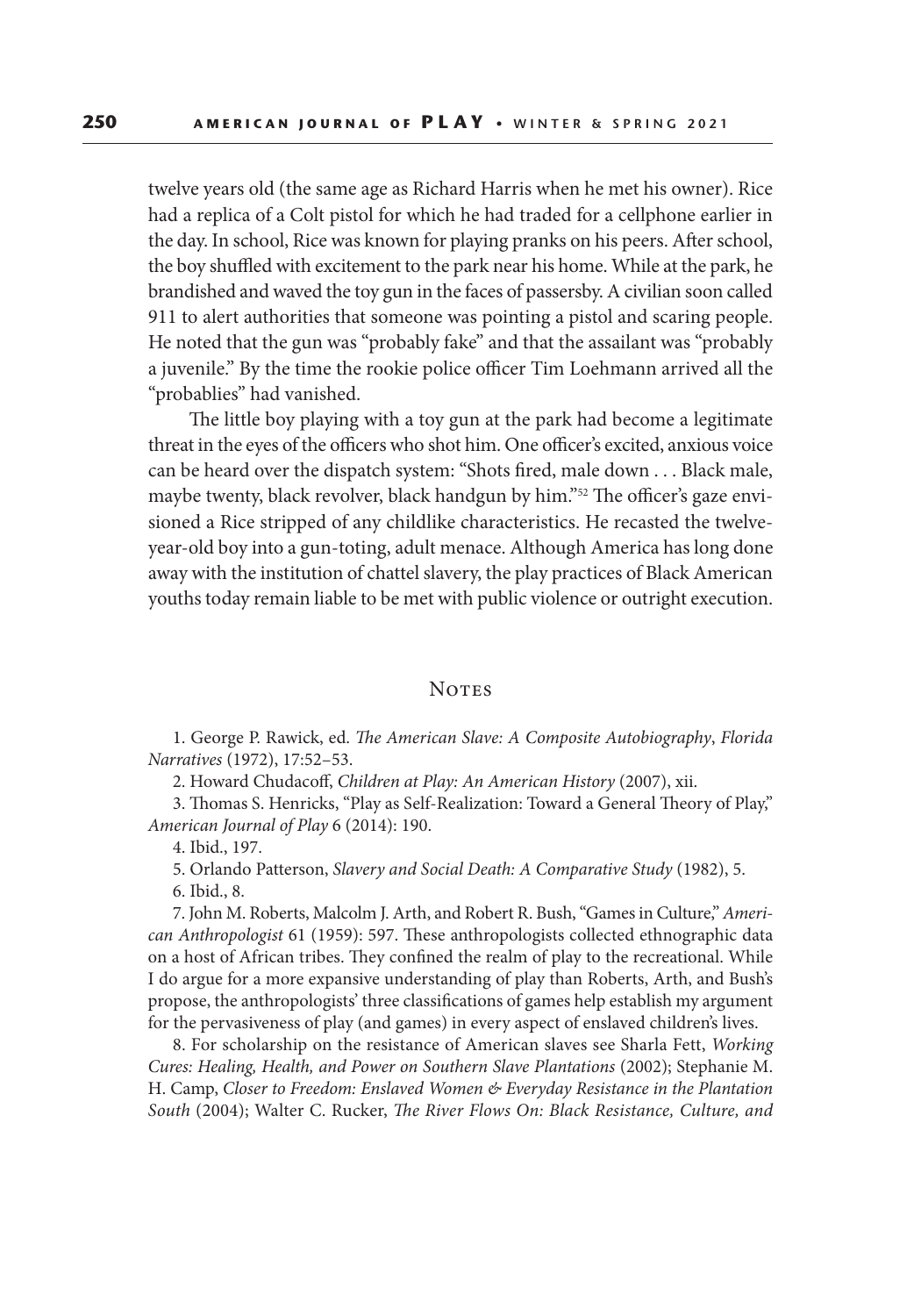twelve years old (the same age as Richard Harris when he met his owner). Rice had a replica of a Colt pistol for which he had traded for a cellphone earlier in the day. In school, Rice was known for playing pranks on his peers. After school, the boy shuffled with excitement to the park near his home. While at the park, he brandished and waved the toy gun in the faces of passersby. A civilian soon called 911 to alert authorities that someone was pointing a pistol and scaring people. He noted that the gun was "probably fake" and that the assailant was "probably a juvenile." By the time the rookie police officer Tim Loehmann arrived all the "probablies" had vanished.

The little boy playing with a toy gun at the park had become a legitimate threat in the eyes of the officers who shot him. One officer's excited, anxious voice can be heard over the dispatch system: "Shots fired, male down . . . Black male, maybe twenty, black revolver, black handgun by him."[52] The officer's gaze envisioned a Rice stripped of any childlike characteristics. He recasted the twelve-year-old boy into a gun-toting, adult menace. Although America has long done away with the institution of chattel slavery, the play practices of Black American youths today remain liable to be met with public violence or outright execution.

## Notes

1. George P. Rawick, ed. *The American Slave: A Composite Autobiography*, *Florida Narratives* (1972), 17:52–53.

2. Howard Chudacoff, *Children at Play: An American History* (2007), xii.

3. Thomas S. Henricks, "Play as Self-Realization: Toward a General Theory of Play," *American Journal of Play* 6 (2014): 190.

4. Ibid., 197.

5. Orlando Patterson, *Slavery and Social Death: A Comparative Study* (1982), 5.

6. Ibid., 8.

7. John M. Roberts, Malcolm J. Arth, and Robert R. Bush, "Games in Culture," *American Anthropologist* 61 (1959): 597. These anthropologists collected ethnographic data on a host of African tribes. They confined the realm of play to the recreational. While I do argue for a more expansive understanding of play than Roberts, Arth, and Bush's propose, the anthropologists' three classifications of games help establish my argument for the pervasiveness of play (and games) in every aspect of enslaved children's lives.

8. For scholarship on the resistance of American slaves see Sharla Fett, *Working Cures: Healing, Health, and Power on Southern Slave Plantations* (2002); Stephanie M. H. Camp, *Closer to Freedom: Enslaved Women & Everyday Resistance in the Plantation South* (2004); Walter C. Rucker, *The River Flows On: Black Resistance, Culture, and*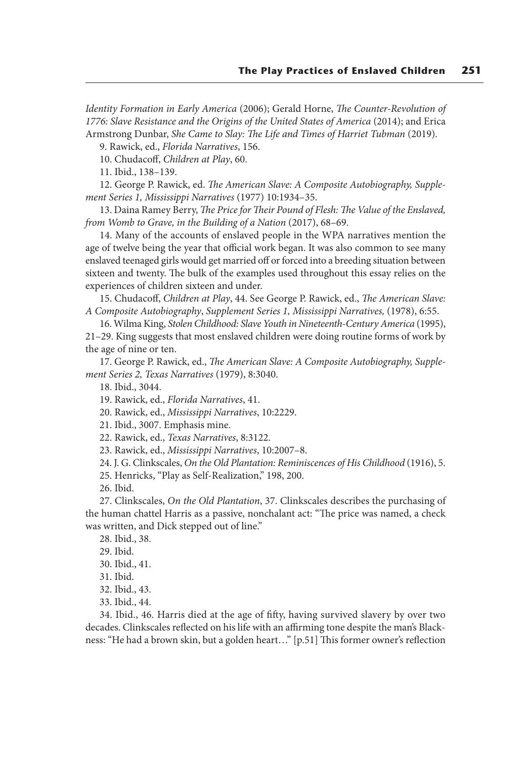*Identity Formation in Early America* (2006); Gerald Horne, *The Counter-Revolution of 1776: Slave Resistance and the Origins of the United States of America* (2014); and Erica Armstrong Dunbar, *She Came to Slay: The Life and Times of Harriet Tubman* (2019).

9. Rawick, ed., *Florida Narratives*, 156.

10. Chudacoff, *Children at Play*, 60.

11. Ibid., 138–139.

12. George P. Rawick, ed. *The American Slave: A Composite Autobiography, Supplement Series 1, Mississippi Narratives* (1977) 10:1934–35.

13. Daina Ramey Berry, *The Price for Their Pound of Flesh: The Value of the Enslaved, from Womb to Grave, in the Building of a Nation* (2017), 68–69.

14. Many of the accounts of enslaved people in the WPA narratives mention the age of twelve being the year that official work began. It was also common to see many enslaved teenaged girls would get married off or forced into a breeding situation between sixteen and twenty. The bulk of the examples used throughout this essay relies on the experiences of children sixteen and under.

15. Chudacoff, *Children at Play*, 44. See George P. Rawick, ed., *The American Slave: A Composite Autobiography*, *Supplement Series 1, Mississippi Narratives,* (1978), 6:55.

16. Wilma King, *Stolen Childhood: Slave Youth in Nineteenth-Century America* (1995), 21–29. King suggests that most enslaved children were doing routine forms of work by the age of nine or ten.

17. George P. Rawick, ed., *The American Slave: A Composite Autobiography, Supplement Series 2, Texas Narratives* (1979), 8:3040.

18. Ibid., 3044.

19. Rawick, ed., *Florida Narratives*, 41.

20. Rawick, ed., *Mississippi Narratives*, 10:2229.

21. Ibid., 3007. Emphasis mine.

22. Rawick, ed., *Texas Narratives*, 8:3122.

23. Rawick, ed., *Mississippi Narratives*, 10:2007–8.

24. J. G. Clinkscales, *On the Old Plantation: Reminiscences of His Childhood* (1916), 5.

25. Henricks, "Play as Self-Realization," 198, 200.

26. Ibid.

27. Clinkscales, *On the Old Plantation*, 37. Clinkscales describes the purchasing of the human chattel Harris as a passive, nonchalant act: "The price was named, a check was written, and Dick stepped out of line."

28. Ibid., 38.

29. Ibid.

30. Ibid., 41.

31. Ibid.

32. Ibid., 43.

33. Ibid., 44.

34. Ibid., 46. Harris died at the age of fifty, having survived slavery by over two decades. Clinkscales reflected on his life with an affirming tone despite the man's Blackness: "He had a brown skin, but a golden heart…" [p.51] This former owner's reflection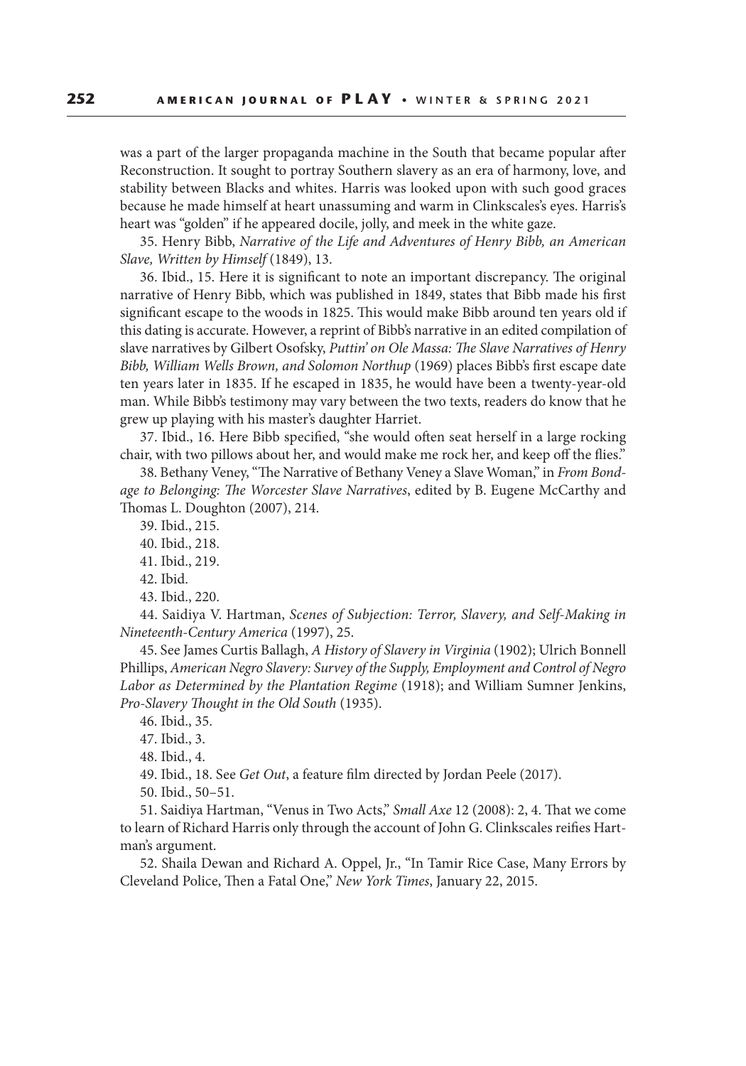was a part of the larger propaganda machine in the South that became popular after Reconstruction. It sought to portray Southern slavery as an era of harmony, love, and stability between Blacks and whites. Harris was looked upon with such good graces because he made himself at heart unassuming and warm in Clinkscales's eyes. Harris's heart was "golden" if he appeared docile, jolly, and meek in the white gaze.

35. Henry Bibb, *Narrative of the Life and Adventures of Henry Bibb, an American Slave, Written by Himself* (1849), 13.

36. Ibid., 15. Here it is significant to note an important discrepancy. The original narrative of Henry Bibb, which was published in 1849, states that Bibb made his first significant escape to the woods in 1825. This would make Bibb around ten years old if this dating is accurate. However, a reprint of Bibb's narrative in an edited compilation of slave narratives by Gilbert Osofsky, *Puttin' on Ole Massa: The Slave Narratives of Henry Bibb, William Wells Brown, and Solomon Northup* (1969) places Bibb's first escape date ten years later in 1835. If he escaped in 1835, he would have been a twenty-year-old man. While Bibb's testimony may vary between the two texts, readers do know that he grew up playing with his master's daughter Harriet.

37. Ibid., 16. Here Bibb specified, "she would often seat herself in a large rocking chair, with two pillows about her, and would make me rock her, and keep off the flies."

38. Bethany Veney, "The Narrative of Bethany Veney a Slave Woman," in *From Bondage to Belonging: The Worcester Slave Narratives*, edited by B. Eugene McCarthy and Thomas L. Doughton (2007), 214.

39. Ibid., 215.

40. Ibid., 218.

41. Ibid., 219.

42. Ibid.

43. Ibid., 220.

44. Saidiya V. Hartman, *Scenes of Subjection: Terror, Slavery, and Self-Making in Nineteenth-Century America* (1997), 25.

45. See James Curtis Ballagh, *A History of Slavery in Virginia* (1902); Ulrich Bonnell Phillips, *American Negro Slavery: Survey of the Supply, Employment and Control of Negro Labor as Determined by the Plantation Regime* (1918); and William Sumner Jenkins, *Pro-Slavery Thought in the Old South* (1935).

46. Ibid., 35.

47. Ibid., 3.

48. Ibid., 4.

49. Ibid., 18. See *Get Out*, a feature film directed by Jordan Peele (2017).

50. Ibid., 50–51.

51. Saidiya Hartman, "Venus in Two Acts," *Small Axe* 12 (2008): 2, 4. That we come to learn of Richard Harris only through the account of John G. Clinkscales reifies Hartman's argument.

52. Shaila Dewan and Richard A. Oppel, Jr., "In Tamir Rice Case, Many Errors by Cleveland Police, Then a Fatal One," *New York Times*, January 22, 2015.